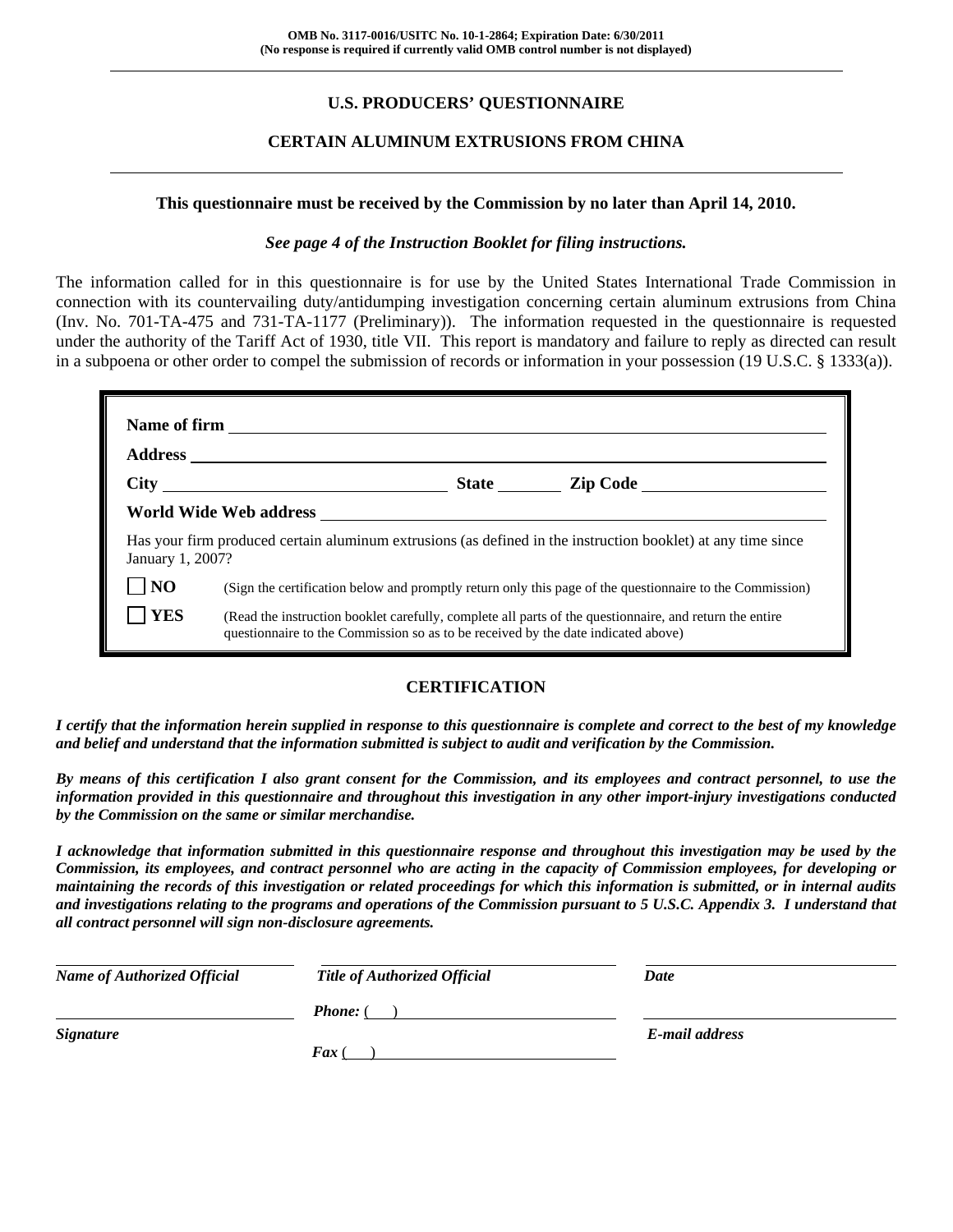**OMB No. 3117-0016/USITC No. 10-1-2864; Expiration Date: 6/30/2011**
**(No response is required if currently valid OMB control number is not displayed)**

---

# U.S. PRODUCERS' QUESTIONNAIRE

## CERTAIN ALUMINUM EXTRUSIONS FROM CHINA

---

**This questionnaire must be received by the Commission by no later than April 14, 2010.**

***See page 4 of the Instruction Booklet for filing instructions.***

The information called for in this questionnaire is for use by the United States International Trade Commission in connection with its countervailing duty/antidumping investigation concerning certain aluminum extrusions from China (Inv. No. 701-TA-475 and 731-TA-1177 (Preliminary)). The information requested in the questionnaire is requested under the authority of the Tariff Act of 1930, title VII. This report is mandatory and failure to reply as directed can result in a subpoena or other order to compel the submission of records or information in your possession (19 U.S.C. § 1333(a)).

**Name of firm** \_\_\_\_\_\_\_\_\_\_\_\_\_\_\_\_\_\_\_\_\_\_\_\_\_\_\_\_\_\_\_\_

**Address** \_\_\_\_\_\_\_\_\_\_\_\_\_\_\_\_\_\_\_\_\_\_\_\_\_\_\_\_\_\_\_\_

**City** \_\_\_\_\_\_\_\_\_\_\_\_\_\_\_\_ **State** \_\_\_\_\_\_ **Zip Code** \_\_\_\_\_\_\_\_\_\_\_\_

**World Wide Web address** \_\_\_\_\_\_\_\_\_\_\_\_\_\_\_\_\_\_\_\_\_\_\_\_\_\_\_\_\_\_\_\_

Has your firm produced certain aluminum extrusions (as defined in the instruction booklet) at any time since January 1, 2007?

☐ **NO** (Sign the certification below and promptly return only this page of the questionnaire to the Commission)

☐ **YES** (Read the instruction booklet carefully, complete all parts of the questionnaire, and return the entire questionnaire to the Commission so as to be received by the date indicated above)

## CERTIFICATION

***I certify that the information herein supplied in response to this questionnaire is complete and correct to the best of my knowledge and belief and understand that the information submitted is subject to audit and verification by the Commission.***

***By means of this certification I also grant consent for the Commission, and its employees and contract personnel, to use the information provided in this questionnaire and throughout this investigation in any other import-injury investigations conducted by the Commission on the same or similar merchandise.***

***I acknowledge that information submitted in this questionnaire response and throughout this investigation may be used by the Commission, its employees, and contract personnel who are acting in the capacity of Commission employees, for developing or maintaining the records of this investigation or related proceedings for which this information is submitted, or in internal audits and investigations relating to the programs and operations of the Commission pursuant to 5 U.S.C. Appendix 3. I understand that all contract personnel will sign non-disclosure agreements.***

| \_\_\_\_\_\_\_\_\_\_\_\_\_\_\_\_ | \_\_\_\_\_\_\_\_\_\_\_\_\_\_\_\_ | \_\_\_\_\_\_\_\_\_\_\_\_\_\_\_\_ |
|---|---|---|
| ***Name of Authorized Official*** | ***Title of Authorized Official*** | ***Date*** |
| \_\_\_\_\_\_\_\_\_\_\_\_\_\_\_\_ | ***Phone:*** ( ) \_\_\_\_\_\_\_\_\_\_\_\_ | \_\_\_\_\_\_\_\_\_\_\_\_\_\_\_\_ |
| ***Signature*** | ***Fax*** ( ) \_\_\_\_\_\_\_\_\_\_\_\_ | ***E-mail address*** |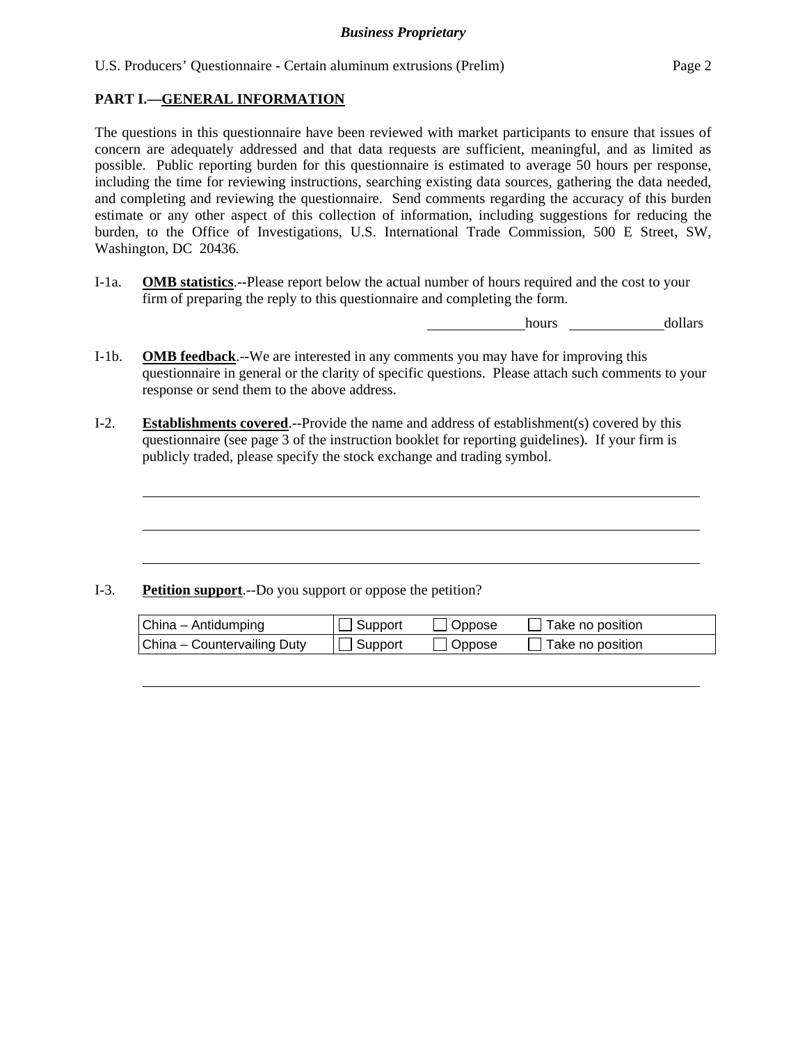**PART I.—GENERAL INFORMATION**

The questions in this questionnaire have been reviewed with market participants to ensure that issues of concern are adequately addressed and that data requests are sufficient, meaningful, and as limited as possible. Public reporting burden for this questionnaire is estimated to average 50 hours per response, including the time for reviewing instructions, searching existing data sources, gathering the data needed, and completing and reviewing the questionnaire. Send comments regarding the accuracy of this burden estimate or any other aspect of this collection of information, including suggestions for reducing the burden, to the Office of Investigations, U.S. International Trade Commission, 500 E Street, SW, Washington, DC 20436.

I-1a. **OMB statistics**.--Please report below the actual number of hours required and the cost to your firm of preparing the reply to this questionnaire and completing the form.

_____________ hours _____________ dollars

I-1b. **OMB feedback**.--We are interested in any comments you may have for improving this questionnaire in general or the clarity of specific questions. Please attach such comments to your response or send them to the above address.

I-2. **Establishments covered**.--Provide the name and address of establishment(s) covered by this questionnaire (see page 3 of the instruction booklet for reporting guidelines). If your firm is publicly traded, please specify the stock exchange and trading symbol.

_______________________________________________

_______________________________________________

_______________________________________________

I-3. **Petition support**.--Do you support or oppose the petition?

| | | | |
|---|---|---|---|
| China – Antidumping | ☐ Support | ☐ Oppose | ☐ Take no position |
| China – Countervailing Duty | ☐ Support | ☐ Oppose | ☐ Take no position |

_______________________________________________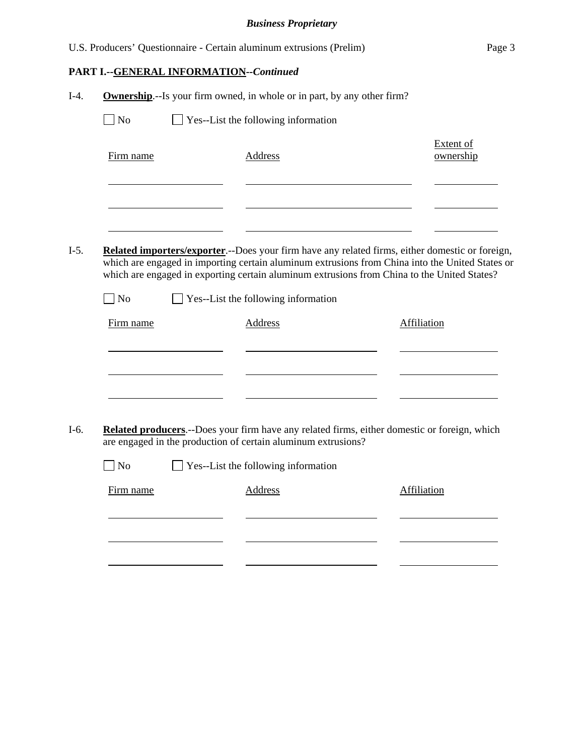## PART I.--GENERAL INFORMATION--*Continued*

I-4. **Ownership**.--Is your firm owned, in whole or in part, by any other firm?

☐ No ☐ Yes--List the following information

| Firm name | Address | Extent of ownership |
|---|---|---|
| | | |
| | | |
| | | |

I-5. **Related importers/exporter**.--Does your firm have any related firms, either domestic or foreign, which are engaged in importing certain aluminum extrusions from China into the United States or which are engaged in exporting certain aluminum extrusions from China to the United States?

☐ No ☐ Yes--List the following information

| Firm name | Address | Affiliation |
|---|---|---|
| | | |
| | | |
| | | |

I-6. **Related producers**.--Does your firm have any related firms, either domestic or foreign, which are engaged in the production of certain aluminum extrusions?

☐ No ☐ Yes--List the following information

| Firm name | Address | Affiliation |
|---|---|---|
| | | |
| | | |
| | | |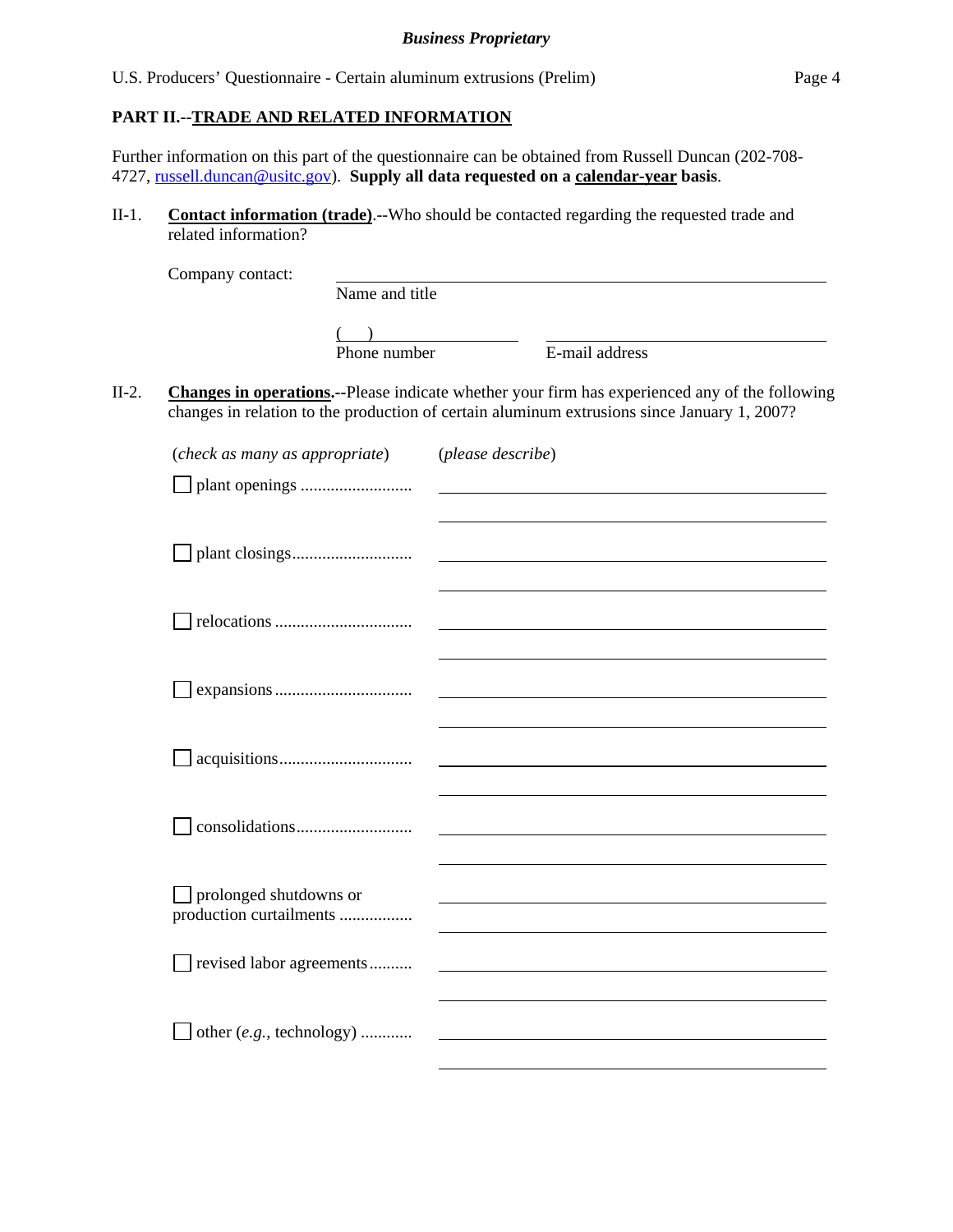## PART II.--TRADE AND RELATED INFORMATION

Further information on this part of the questionnaire can be obtained from Russell Duncan (202-708-4727, russell.duncan@usitc.gov). **Supply all data requested on a calendar-year basis**.

II-1. **Contact information (trade)**.--Who should be contacted regarding the requested trade and related information?

Company contact: ______________________________
Name and title

( ) ______________ ______________________
Phone number E-mail address

II-2. **Changes in operations.**--Please indicate whether your firm has experienced any of the following changes in relation to the production of certain aluminum extrusions since January 1, 2007?

| (*check as many as appropriate*) | (*please describe*) |
|---|---|
| ☐ plant openings .......................... | |
| ☐ plant closings........................... | |
| ☐ relocations ............................... | |
| ☐ expansions ............................... | |
| ☐ acquisitions.............................. | |
| ☐ consolidations.......................... | |
| ☐ prolonged shutdowns or production curtailments ................ | |
| ☐ revised labor agreements.......... | |
| ☐ other (*e.g.*, technology) ........... | |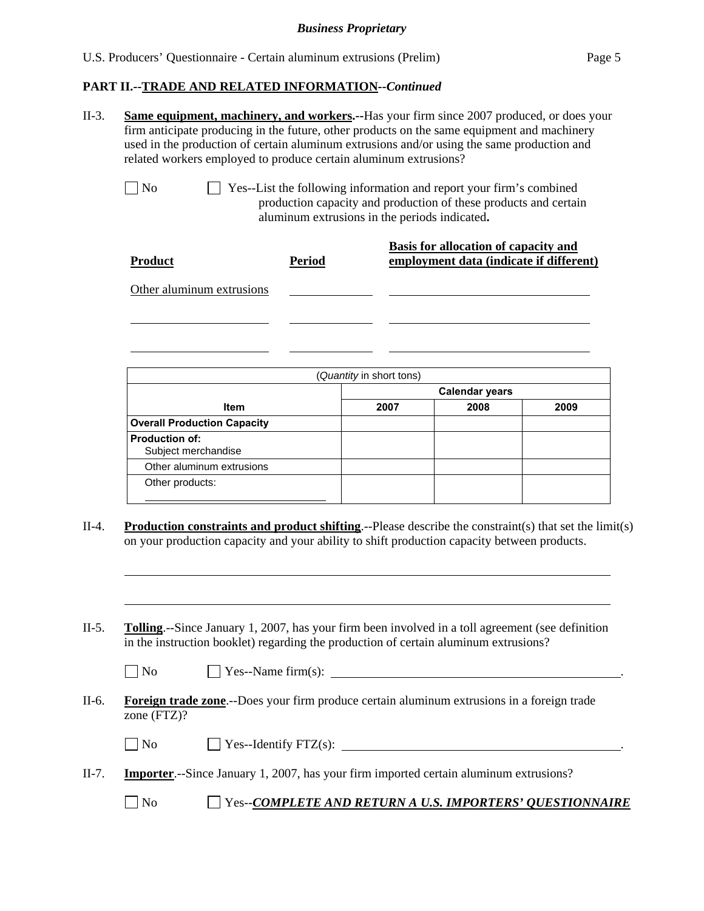**PART II.--TRADE AND RELATED INFORMATION--*Continued***

II-3. **Same equipment, machinery, and workers.**--Has your firm since 2007 produced, or does your firm anticipate producing in the future, other products on the same equipment and machinery used in the production of certain aluminum extrusions and/or using the same production and related workers employed to produce certain aluminum extrusions?

☐ No ☐ Yes--List the following information and report your firm's combined production capacity and production of these products and certain aluminum extrusions in the periods indicated**.**

| Product | Period | Basis for allocation of capacity and employment data (indicate if different) |
|---|---|---|
| Other aluminum extrusions | | |
| | | |
| | | |

| (*Quantity* in short tons) | | | |
|---|---|---|---|
| | Calendar years | | |
| Item | 2007 | 2008 | 2009 |
| **Overall Production Capacity** | | | |
| **Production of:** Subject merchandise | | | |
| Other aluminum extrusions | | | |
| Other products: ______ | | | |

II-4. **Production constraints and product shifting**.--Please describe the constraint(s) that set the limit(s) on your production capacity and your ability to shift production capacity between products.

______________________________________________________________________

______________________________________________________________________

II-5. **Tolling**.--Since January 1, 2007, has your firm been involved in a toll agreement (see definition in the instruction booklet) regarding the production of certain aluminum extrusions?

☐ No ☐ Yes--Name firm(s): ______________________________.

II-6. **Foreign trade zone**.--Does your firm produce certain aluminum extrusions in a foreign trade zone (FTZ)?

☐ No ☐ Yes--Identify FTZ(s): ______________________________.

II-7. **Importer**.--Since January 1, 2007, has your firm imported certain aluminum extrusions?

☐ No ☐ Yes--***COMPLETE AND RETURN A U.S. IMPORTERS' QUESTIONNAIRE***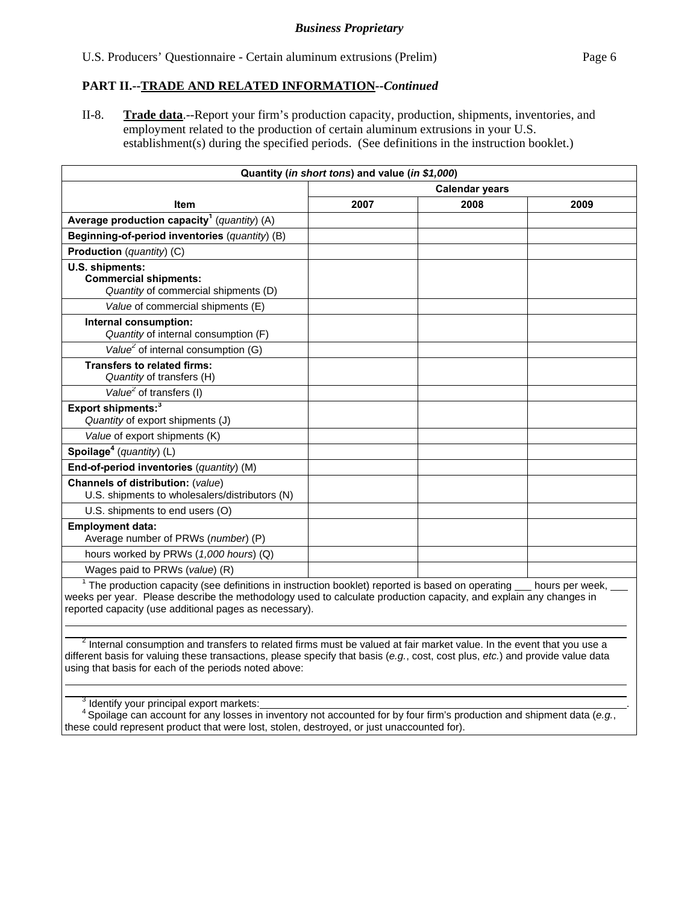**Business Proprietary**

U.S. Producers' Questionnaire - Certain aluminum extrusions (Prelim)

## PART II.--TRADE AND RELATED INFORMATION--*Continued*

II-8. **Trade data**.--Report your firm's production capacity, production, shipments, inventories, and employment related to the production of certain aluminum extrusions in your U.S. establishment(s) during the specified periods. (See definitions in the instruction booklet.)

| Quantity (*in short tons*) and value (*in $1,000*) | | | |
|---|---|---|---|
| | Calendar years | | |
| **Item** | **2007** | **2008** | **2009** |
| **Average production capacity**[1] (*quantity*) (A) | | | |
| **Beginning-of-period inventories** (*quantity*) (B) | | | |
| **Production** (*quantity*) (C) | | | |
| **U.S. shipments:** **Commercial shipments:** *Quantity* of commercial shipments (D) | | | |
| *Value* of commercial shipments (E) | | | |
| **Internal consumption:** *Quantity* of internal consumption (F) | | | |
| *Value*[2] of internal consumption (G) | | | |
| **Transfers to related firms:** *Quantity* of transfers (H) | | | |
| *Value*[2] of transfers (I) | | | |
| **Export shipments:**[3] *Quantity* of export shipments (J) | | | |
| *Value* of export shipments (K) | | | |
| **Spoilage**[4] (*quantity*) (L) | | | |
| **End-of-period inventories** (*quantity*) (M) | | | |
| **Channels of distribution:** (*value*) U.S. shipments to wholesalers/distributors (N) | | | |
| U.S. shipments to end users (O) | | | |
| **Employment data:** Average number of PRWs (*number*) (P) | | | |
| hours worked by PRWs (*1,000 hours*) (Q) | | | |
| Wages paid to PRWs (*value*) (R) | | | |

[1] The production capacity (see definitions in instruction booklet) reported is based on operating ___ hours per week, ___ weeks per year. Please describe the methodology used to calculate production capacity, and explain any changes in reported capacity (use additional pages as necessary).

______________________________________________________________________

[2] Internal consumption and transfers to related firms must be valued at fair market value. In the event that you use a different basis for valuing these transactions, please specify that basis (*e.g.*, cost, cost plus, *etc.*) and provide value data using that basis for each of the periods noted above:

______________________________________________________________________

[3] Identify your principal export markets: ______________________________________.

[4] Spoilage can account for any losses in inventory not accounted for by four firm's production and shipment data (*e.g.*, these could represent product that were lost, stolen, destroyed, or just unaccounted for).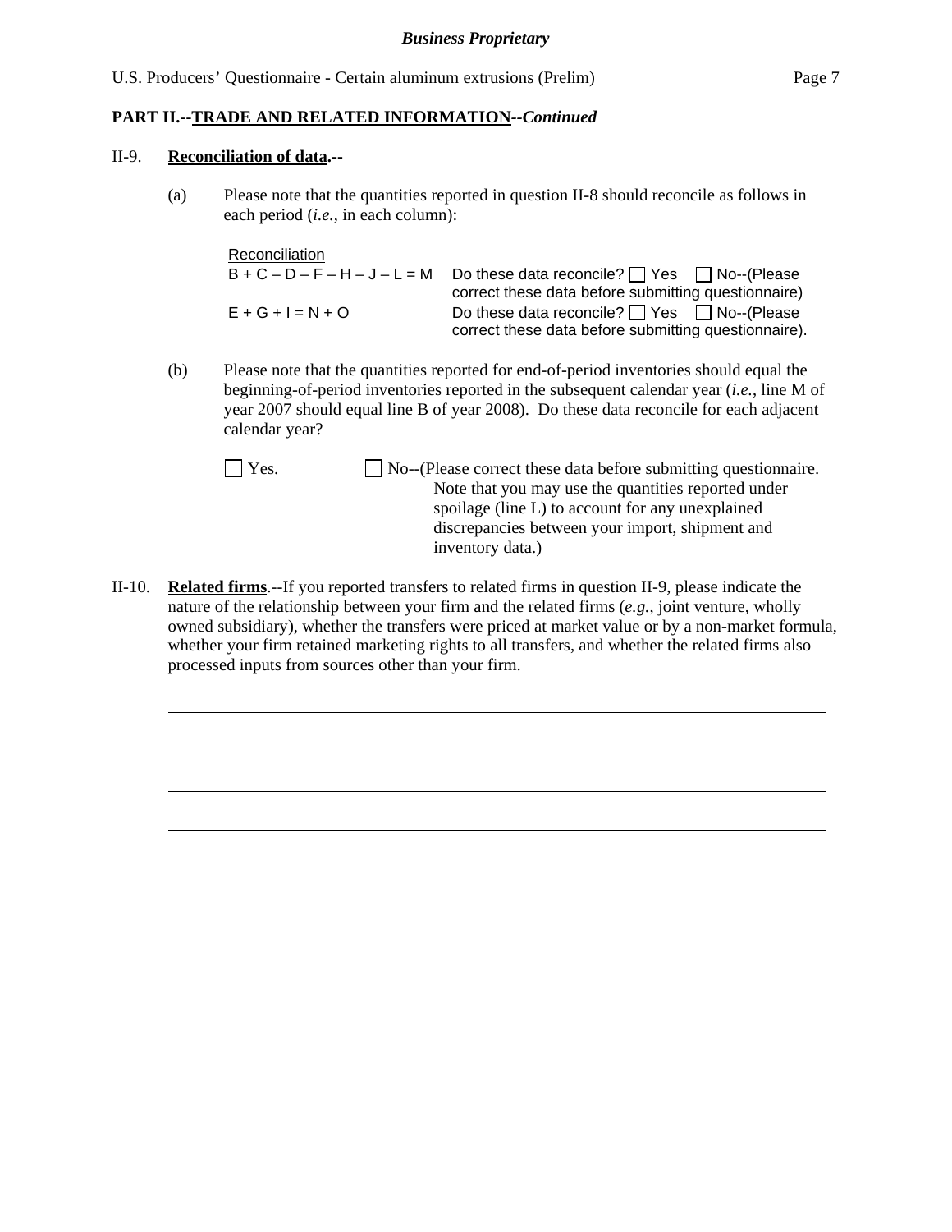**PART II.--TRADE AND RELATED INFORMATION--*Continued***

II-9. **Reconciliation of data.--**

(a) Please note that the quantities reported in question II-8 should reconcile as follows in each period (*i.e.*, in each column):

| Reconciliation | |
|---|---|
| B + C – D – F – H – J – L = M | Do these data reconcile? ☐ Yes ☐ No--(Please correct these data before submitting questionnaire) |
| E + G + I = N + O | Do these data reconcile? ☐ Yes ☐ No--(Please correct these data before submitting questionnaire). |

(b) Please note that the quantities reported for end-of-period inventories should equal the beginning-of-period inventories reported in the subsequent calendar year (*i.e.*, line M of year 2007 should equal line B of year 2008). Do these data reconcile for each adjacent calendar year?

☐ Yes. ☐ No--(Please correct these data before submitting questionnaire. Note that you may use the quantities reported under spoilage (line L) to account for any unexplained discrepancies between your import, shipment and inventory data.)

II-10. **Related firms**.--If you reported transfers to related firms in question II-9, please indicate the nature of the relationship between your firm and the related firms (*e.g.*, joint venture, wholly owned subsidiary), whether the transfers were priced at market value or by a non-market formula, whether your firm retained marketing rights to all transfers, and whether the related firms also processed inputs from sources other than your firm.

______________________________________________________________________

______________________________________________________________________

______________________________________________________________________

______________________________________________________________________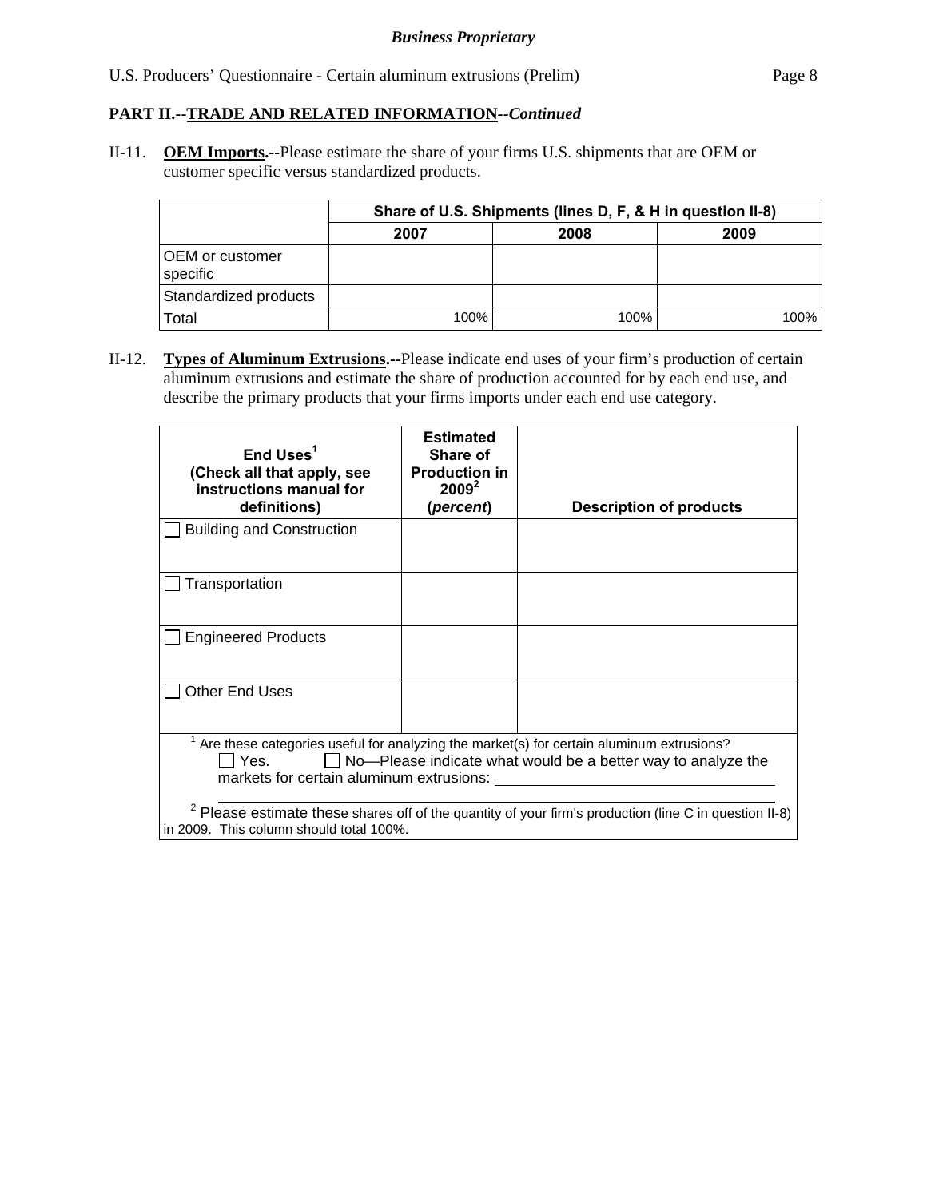*Business Proprietary*

U.S. Producers' Questionnaire - Certain aluminum extrusions (Prelim)

**PART II.--TRADE AND RELATED INFORMATION--*Continued***

II-11. **OEM Imports.**--Please estimate the share of your firms U.S. shipments that are OEM or customer specific versus standardized products.

| | Share of U.S. Shipments (lines D, F, & H in question II-8) | | |
|---|---|---|---|
| | 2007 | 2008 | 2009 |
| OEM or customer specific | | | |
| Standardized products | | | |
| Total | 100% | 100% | 100% |

II-12. **Types of Aluminum Extrusions.**--Please indicate end uses of your firm's production of certain aluminum extrusions and estimate the share of production accounted for by each end use, and describe the primary products that your firms imports under each end use category.

| End Uses[1] (Check all that apply, see instructions manual for definitions) | Estimated Share of Production in 2009[2] (*percent*) | Description of products |
|---|---|---|
| ☐ Building and Construction | | |
| ☐ Transportation | | |
| ☐ Engineered Products | | |
| ☐ Other End Uses | | |

[1] Are these categories useful for analyzing the market(s) for certain aluminum extrusions?
☐ Yes. ☐ No—Please indicate what would be a better way to analyze the markets for certain aluminum extrusions: ______________________________

[2] Please estimate these shares off of the quantity of your firm's production (line C in question II-8) in 2009. This column should total 100%.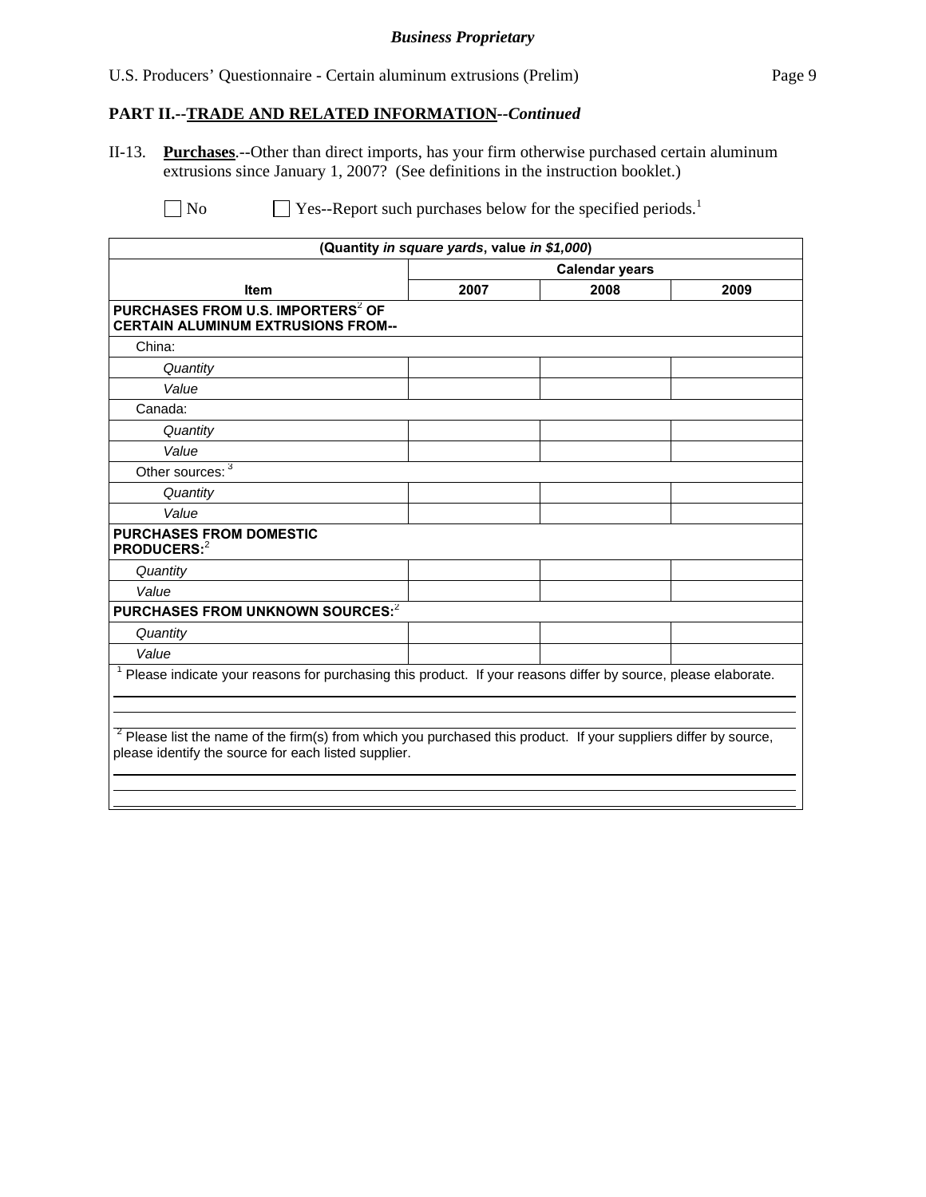**PART II.--TRADE AND RELATED INFORMATION--*Continued***

II-13. **Purchases**.--Other than direct imports, has your firm otherwise purchased certain aluminum extrusions since January 1, 2007? (See definitions in the instruction booklet.)

☐ No ☐ Yes--Report such purchases below for the specified periods.[1]

| (Quantity *in square yards*, value *in $1,000*) | | | |
|---|---|---|---|
| | Calendar years | | |
| **Item** | **2007** | **2008** | **2009** |
| **PURCHASES FROM U.S. IMPORTERS[2] OF CERTAIN ALUMINUM EXTRUSIONS FROM--** | | | |
| China: | | | |
| *Quantity* | | | |
| *Value* | | | |
| Canada: | | | |
| *Quantity* | | | |
| *Value* | | | |
| Other sources: [3] | | | |
| *Quantity* | | | |
| *Value* | | | |
| **PURCHASES FROM DOMESTIC PRODUCERS:[2]** | | | |
| *Quantity* | | | |
| *Value* | | | |
| **PURCHASES FROM UNKNOWN SOURCES:[2]** | | | |
| *Quantity* | | | |
| *Value* | | | |

[1] Please indicate your reasons for purchasing this product. If your reasons differ by source, please elaborate.

[2] Please list the name of the firm(s) from which you purchased this product. If your suppliers differ by source, please identify the source for each listed supplier.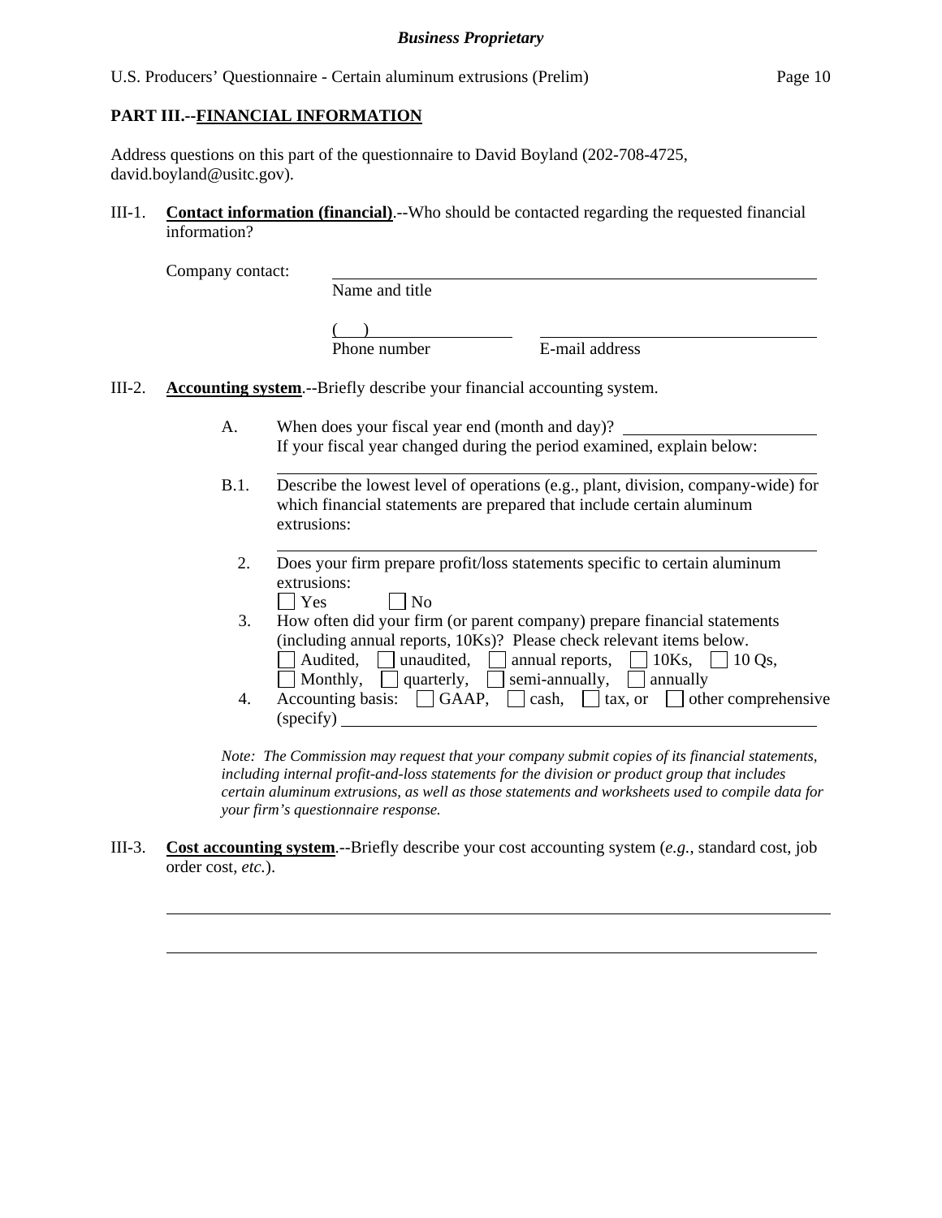## PART III.--FINANCIAL INFORMATION

Address questions on this part of the questionnaire to David Boyland (202-708-4725, david.boyland@usitc.gov).

III-1. **Contact information (financial)**.--Who should be contacted regarding the requested financial information?

Company contact: ______________________________
Name and title

(    ) ______________________    ______________________
Phone number    E-mail address

III-2. **Accounting system**.--Briefly describe your financial accounting system.

A. When does your fiscal year end (month and day)? ______________________
If your fiscal year changed during the period examined, explain below:

______________________________

B.1. Describe the lowest level of operations (e.g., plant, division, company-wide) for which financial statements are prepared that include certain aluminum extrusions:

______________________________

2. Does your firm prepare profit/loss statements specific to certain aluminum extrusions:
☐ Yes ☐ No

3. How often did your firm (or parent company) prepare financial statements (including annual reports, 10Ks)? Please check relevant items below.
☐ Audited, ☐ unaudited, ☐ annual reports, ☐ 10Ks, ☐ 10 Qs,
☐ Monthly, ☐ quarterly, ☐ semi-annually, ☐ annually

4. Accounting basis: ☐ GAAP, ☐ cash, ☐ tax, or ☐ other comprehensive (specify) ______________________________

*Note: The Commission may request that your company submit copies of its financial statements, including internal profit-and-loss statements for the division or product group that includes certain aluminum extrusions, as well as those statements and worksheets used to compile data for your firm's questionnaire response.*

III-3. **Cost accounting system**.--Briefly describe your cost accounting system (*e.g.*, standard cost, job order cost, *etc.*).

______________________________

______________________________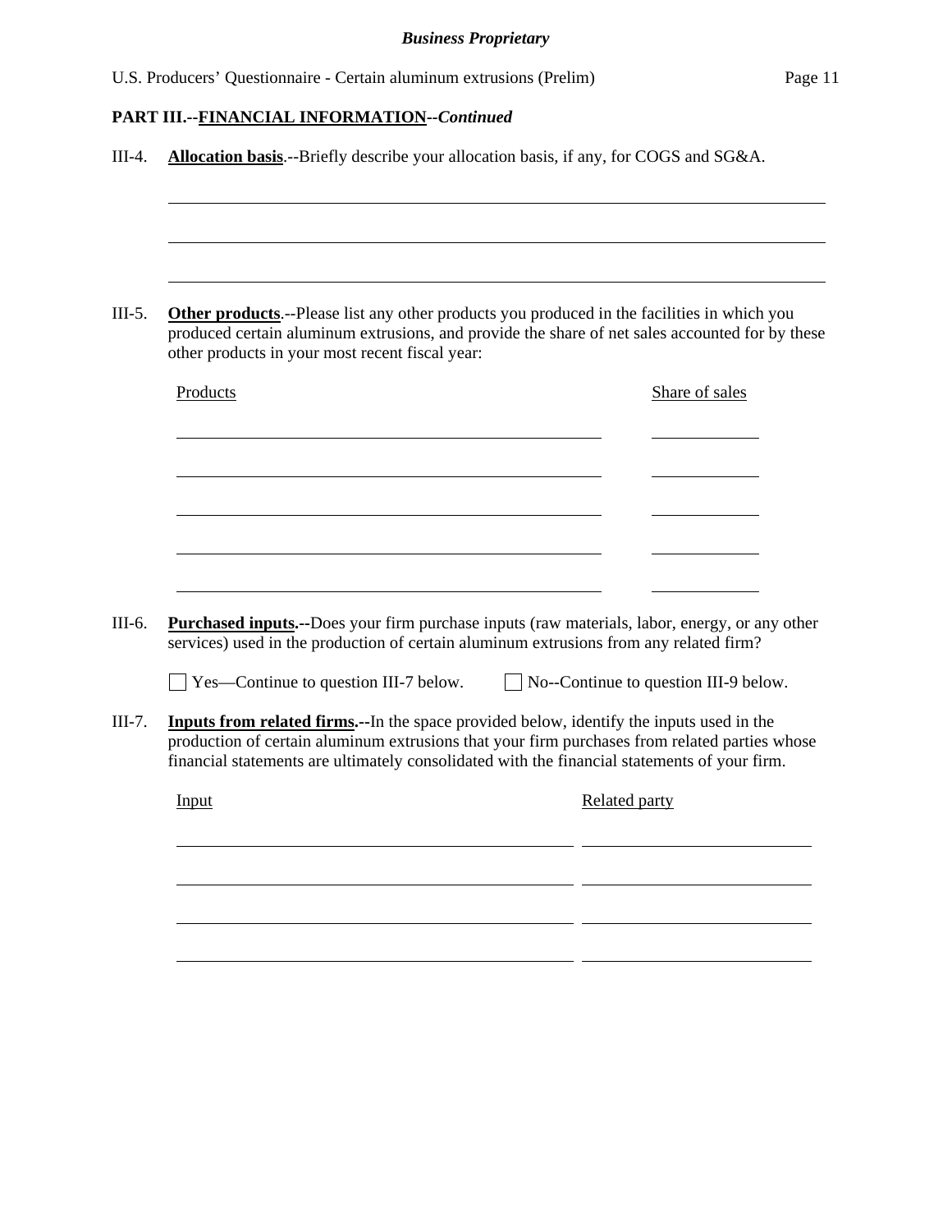**PART III.--FINANCIAL INFORMATION--*Continued***

III-4. **Allocation basis**.--Briefly describe your allocation basis, if any, for COGS and SG&A.

\_\_\_\_\_\_\_\_\_\_\_\_\_\_\_\_\_\_\_\_\_\_\_\_\_\_\_\_\_\_\_\_\_\_\_\_\_\_\_\_\_\_\_\_\_\_\_\_\_\_\_\_\_\_\_\_\_\_\_\_\_\_\_\_\_\_\_\_\_\_\_\_\_\_\_\_

\_\_\_\_\_\_\_\_\_\_\_\_\_\_\_\_\_\_\_\_\_\_\_\_\_\_\_\_\_\_\_\_\_\_\_\_\_\_\_\_\_\_\_\_\_\_\_\_\_\_\_\_\_\_\_\_\_\_\_\_\_\_\_\_\_\_\_\_\_\_\_\_\_\_\_\_

\_\_\_\_\_\_\_\_\_\_\_\_\_\_\_\_\_\_\_\_\_\_\_\_\_\_\_\_\_\_\_\_\_\_\_\_\_\_\_\_\_\_\_\_\_\_\_\_\_\_\_\_\_\_\_\_\_\_\_\_\_\_\_\_\_\_\_\_\_\_\_\_\_\_\_\_

III-5. **Other products**.--Please list any other products you produced in the facilities in which you produced certain aluminum extrusions, and provide the share of net sales accounted for by these other products in your most recent fiscal year:

| Products | Share of sales |
|---|---|
| | |
| | |
| | |
| | |
| | |

III-6. **Purchased inputs.**--Does your firm purchase inputs (raw materials, labor, energy, or any other services) used in the production of certain aluminum extrusions from any related firm?

☐ Yes—Continue to question III-7 below. ☐ No--Continue to question III-9 below.

III-7. **Inputs from related firms.**--In the space provided below, identify the inputs used in the production of certain aluminum extrusions that your firm purchases from related parties whose financial statements are ultimately consolidated with the financial statements of your firm.

| Input | Related party |
|---|---|
| | |
| | |
| | |
| | |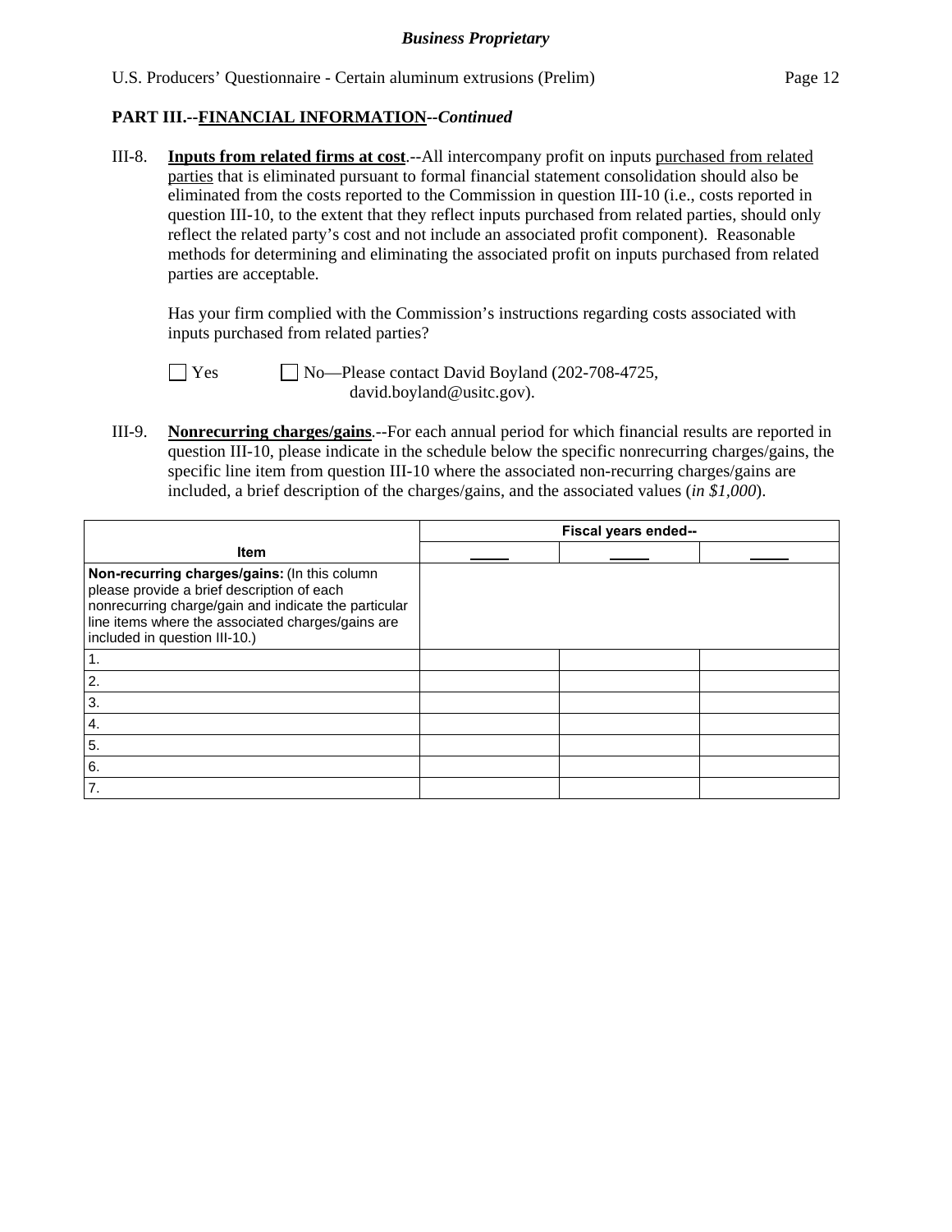**PART III.--FINANCIAL INFORMATION--*Continued***

III-8. **Inputs from related firms at cost**.--All intercompany profit on inputs purchased from related parties that is eliminated pursuant to formal financial statement consolidation should also be eliminated from the costs reported to the Commission in question III-10 (i.e., costs reported in question III-10, to the extent that they reflect inputs purchased from related parties, should only reflect the related party's cost and not include an associated profit component). Reasonable methods for determining and eliminating the associated profit on inputs purchased from related parties are acceptable.

Has your firm complied with the Commission's instructions regarding costs associated with inputs purchased from related parties?

☐ Yes ☐ No—Please contact David Boyland (202-708-4725, david.boyland@usitc.gov).

III-9. **Nonrecurring charges/gains**.--For each annual period for which financial results are reported in question III-10, please indicate in the schedule below the specific nonrecurring charges/gains, the specific line item from question III-10 where the associated non-recurring charges/gains are included, a brief description of the charges/gains, and the associated values (*in $1,000*).

| Item | Fiscal years ended-- | | |
|---|---|---|---|
| | _____ | _____ | _____ |
| **Non-recurring charges/gains:** (In this column please provide a brief description of each nonrecurring charge/gain and indicate the particular line items where the associated charges/gains are included in question III-10.) | | | |
| 1. | | | |
| 2. | | | |
| 3. | | | |
| 4. | | | |
| 5. | | | |
| 6. | | | |
| 7. | | | |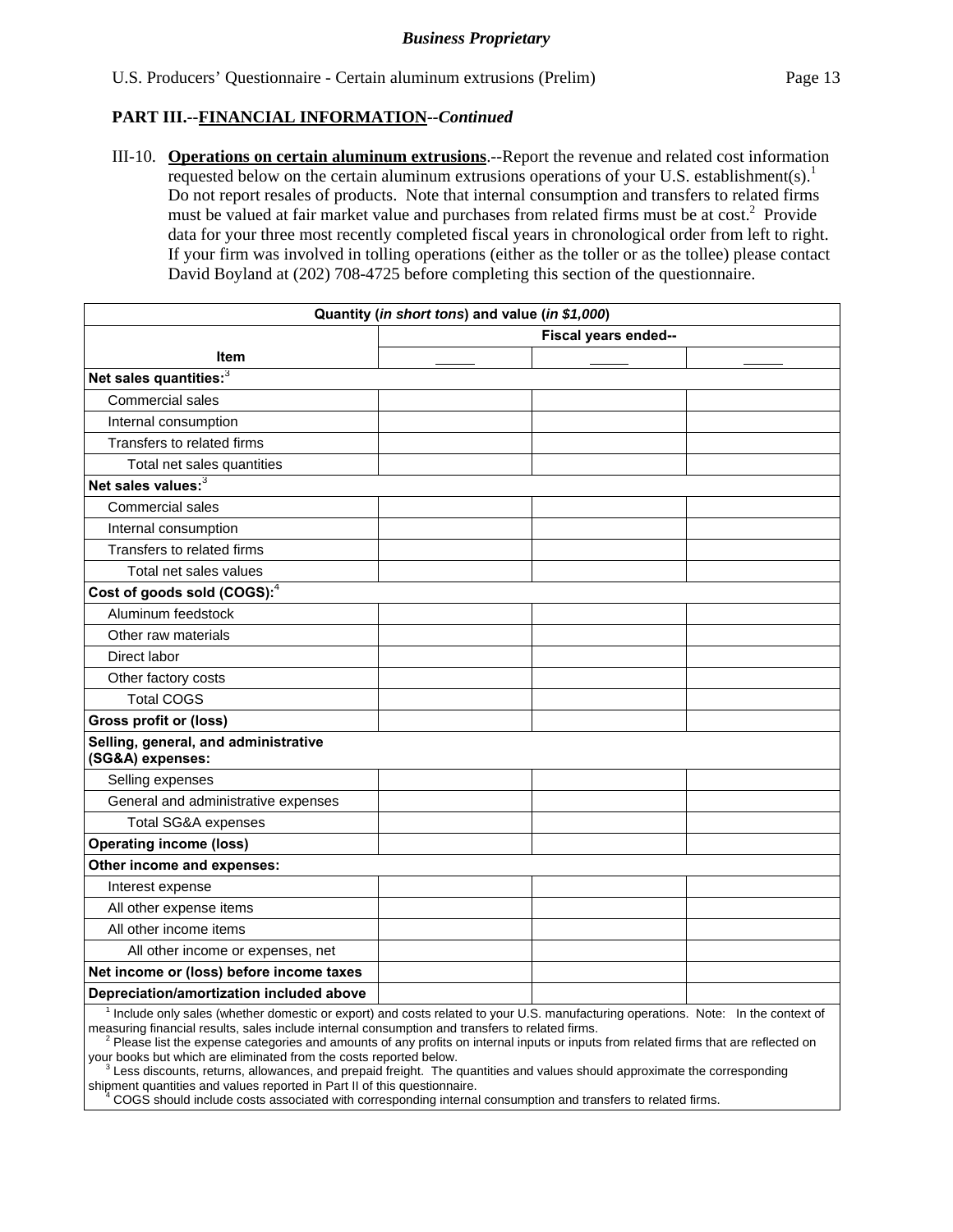*Business Proprietary*

U.S. Producers' Questionnaire - Certain aluminum extrusions (Prelim)

**PART III.--FINANCIAL INFORMATION--*Continued***

III-10. **Operations on certain aluminum extrusions**.--Report the revenue and related cost information requested below on the certain aluminum extrusions operations of your U.S. establishment(s).[1] Do not report resales of products. Note that internal consumption and transfers to related firms must be valued at fair market value and purchases from related firms must be at cost.[2] Provide data for your three most recently completed fiscal years in chronological order from left to right. If your firm was involved in tolling operations (either as the toller or as the tollee) please contact David Boyland at (202) 708-4725 before completing this section of the questionnaire.

| Quantity (*in short tons*) and value (*in $1,000*) | | | |
|---|---|---|---|
| | Fiscal years ended-- | | |
| **Item** | _____ | _____ | _____ |
| **Net sales quantities:**[3] | | | |
| Commercial sales | | | |
| Internal consumption | | | |
| Transfers to related firms | | | |
| Total net sales quantities | | | |
| **Net sales values:**[3] | | | |
| Commercial sales | | | |
| Internal consumption | | | |
| Transfers to related firms | | | |
| Total net sales values | | | |
| **Cost of goods sold (COGS):**[4] | | | |
| Aluminum feedstock | | | |
| Other raw materials | | | |
| Direct labor | | | |
| Other factory costs | | | |
| Total COGS | | | |
| **Gross profit or (loss)** | | | |
| **Selling, general, and administrative (SG&A) expenses:** | | | |
| Selling expenses | | | |
| General and administrative expenses | | | |
| Total SG&A expenses | | | |
| **Operating income (loss)** | | | |
| **Other income and expenses:** | | | |
| Interest expense | | | |
| All other expense items | | | |
| All other income items | | | |
| All other income or expenses, net | | | |
| **Net income or (loss) before income taxes** | | | |
| **Depreciation/amortization included above** | | | |

[1] Include only sales (whether domestic or export) and costs related to your U.S. manufacturing operations. Note: In the context of measuring financial results, sales include internal consumption and transfers to related firms.
[2] Please list the expense categories and amounts of any profits on internal inputs or inputs from related firms that are reflected on your books but which are eliminated from the costs reported below.
[3] Less discounts, returns, allowances, and prepaid freight. The quantities and values should approximate the corresponding shipment quantities and values reported in Part II of this questionnaire.
[4] COGS should include costs associated with corresponding internal consumption and transfers to related firms.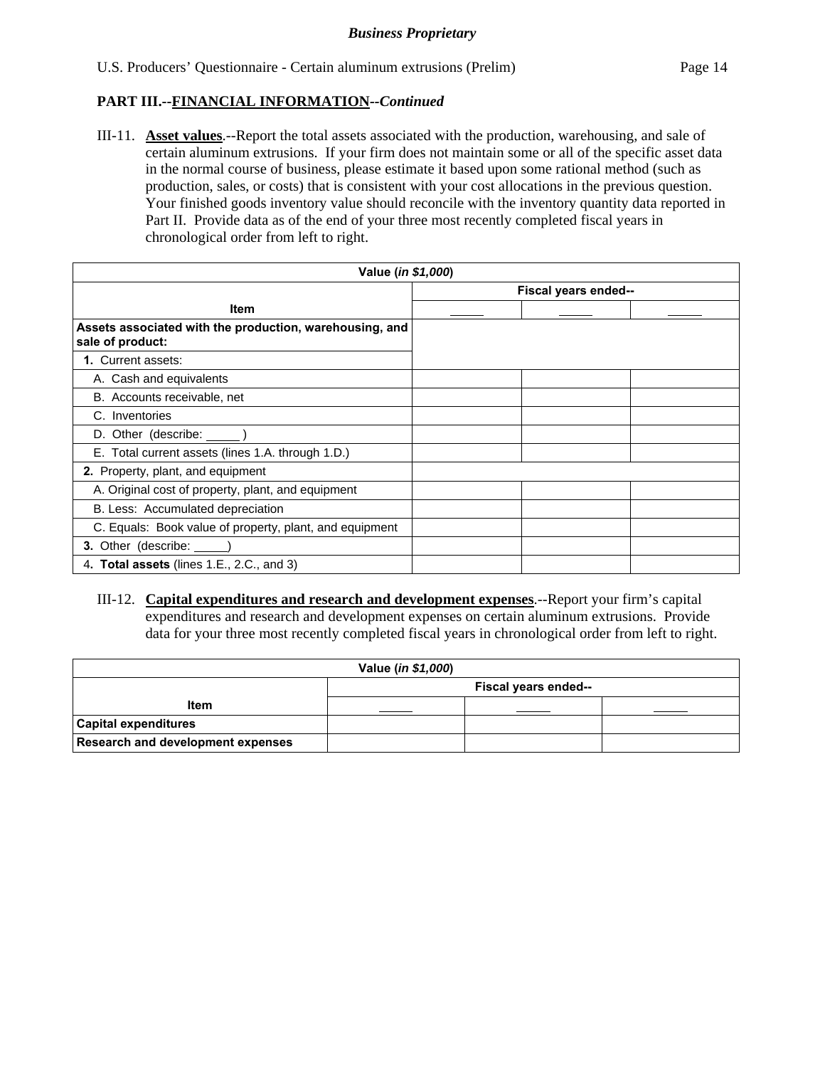**PART III.--FINANCIAL INFORMATION--*Continued***

III-11. **Asset values**.--Report the total assets associated with the production, warehousing, and sale of certain aluminum extrusions. If your firm does not maintain some or all of the specific asset data in the normal course of business, please estimate it based upon some rational method (such as production, sales, or costs) that is consistent with your cost allocations in the previous question. Your finished goods inventory value should reconcile with the inventory quantity data reported in Part II. Provide data as of the end of your three most recently completed fiscal years in chronological order from left to right.

| Value (*in $1,000*) | | | |
|---|---|---|---|
| **Item** | **Fiscal years ended--** | | |
| | _____ | _____ | _____ |
| **Assets associated with the production, warehousing, and sale of product:** | | | |
| **1.** Current assets: | | | |
| A. Cash and equivalents | | | |
| B. Accounts receivable, net | | | |
| C. Inventories | | | |
| D. Other (describe: _____ ) | | | |
| E. Total current assets (lines 1.A. through 1.D.) | | | |
| **2.** Property, plant, and equipment | | | |
| A. Original cost of property, plant, and equipment | | | |
| B. Less: Accumulated depreciation | | | |
| C. Equals: Book value of property, plant, and equipment | | | |
| **3.** Other (describe: _____) | | | |
| 4. **Total assets** (lines 1.E., 2.C., and 3) | | | |

III-12. **Capital expenditures and research and development expenses**.--Report your firm's capital expenditures and research and development expenses on certain aluminum extrusions. Provide data for your three most recently completed fiscal years in chronological order from left to right.

| Value (*in $1,000*) | | | |
|---|---|---|---|
| **Item** | **Fiscal years ended--** | | |
| | _____ | _____ | _____ |
| **Capital expenditures** | | | |
| **Research and development expenses** | | | |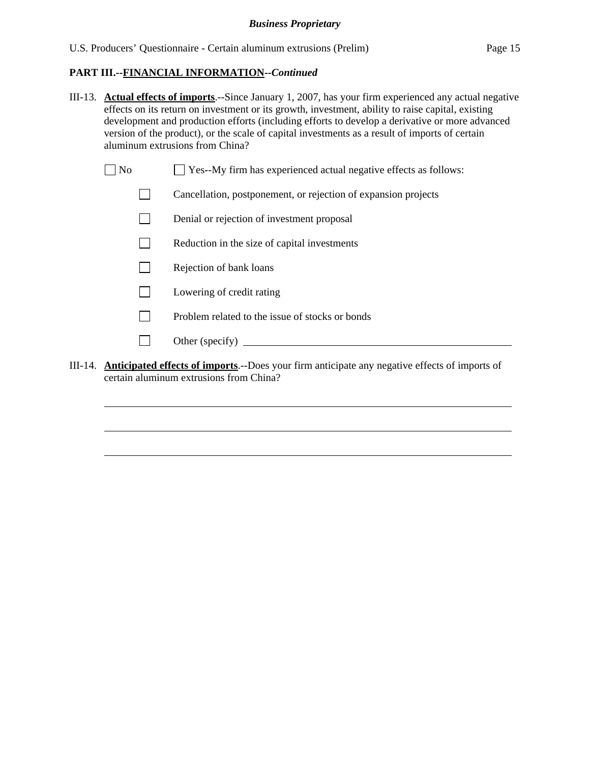**PART III.--FINANCIAL INFORMATION--*Continued***

III-13. **Actual effects of imports**.--Since January 1, 2007, has your firm experienced any actual negative effects on its return on investment or its growth, investment, ability to raise capital, existing development and production efforts (including efforts to develop a derivative or more advanced version of the product), or the scale of capital investments as a result of imports of certain aluminum extrusions from China?

☐ No ☐ Yes--My firm has experienced actual negative effects as follows:

- ☐ Cancellation, postponement, or rejection of expansion projects
- ☐ Denial or rejection of investment proposal
- ☐ Reduction in the size of capital investments
- ☐ Rejection of bank loans
- ☐ Lowering of credit rating
- ☐ Problem related to the issue of stocks or bonds
- ☐ Other (specify) ______________________________

III-14. **Anticipated effects of imports**.--Does your firm anticipate any negative effects of imports of certain aluminum extrusions from China?

______________________________________________________________

______________________________________________________________

______________________________________________________________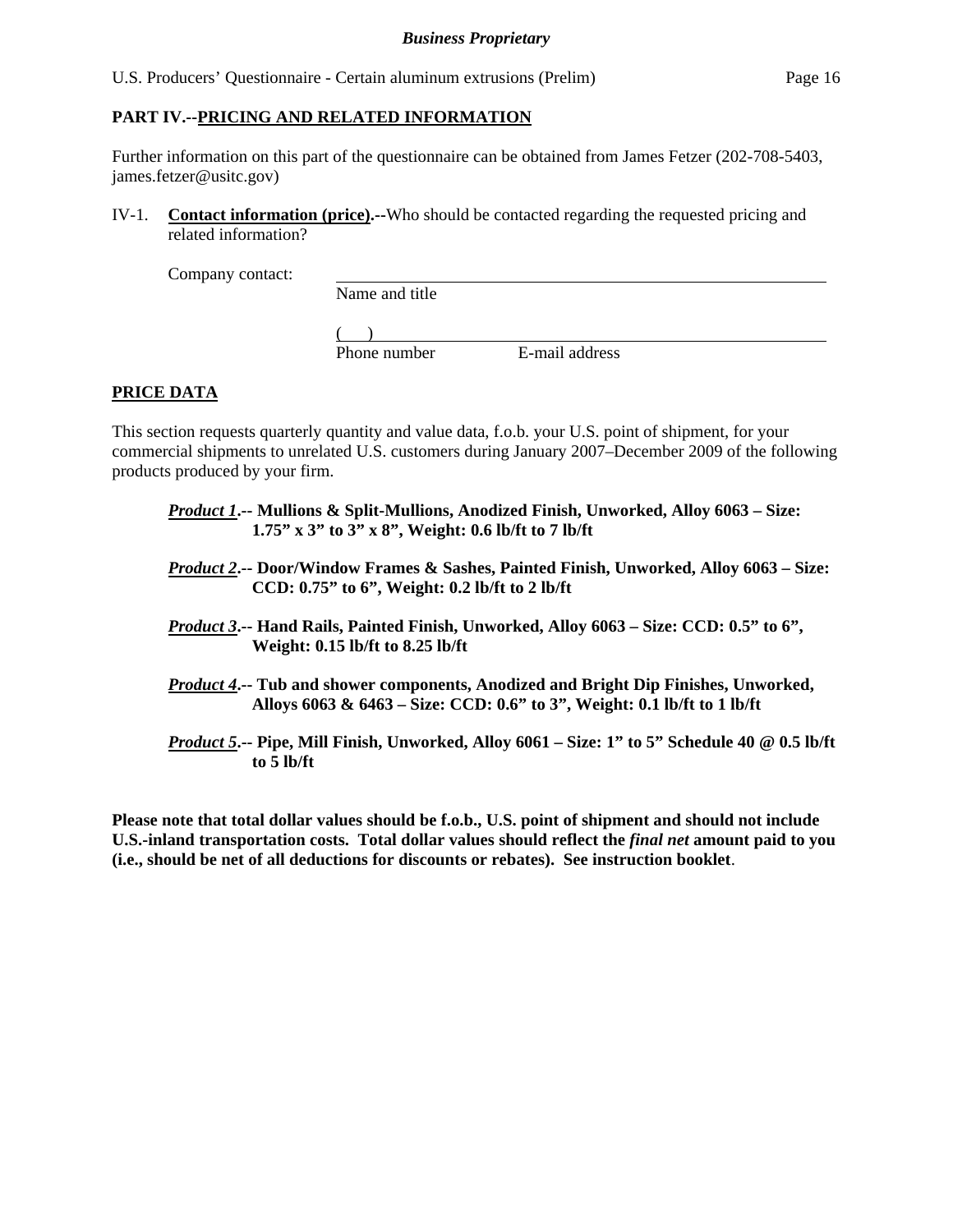## PART IV.--PRICING AND RELATED INFORMATION

Further information on this part of the questionnaire can be obtained from James Fetzer (202-708-5403, james.fetzer@usitc.gov)

IV-1. **Contact information (price).--**Who should be contacted regarding the requested pricing and related information?

Company contact: ______________________________________________
Name and title

(    ) ______________________________________________
Phone number                E-mail address

### PRICE DATA

This section requests quarterly quantity and value data, f.o.b. your U.S. point of shipment, for your commercial shipments to unrelated U.S. customers during January 2007–December 2009 of the following products produced by your firm.

***Product 1*.-- Mullions & Split-Mullions, Anodized Finish, Unworked, Alloy 6063 – Size: 1.75” x 3” to 3” x 8”, Weight: 0.6 lb/ft to 7 lb/ft**

***Product 2*.-- Door/Window Frames & Sashes, Painted Finish, Unworked, Alloy 6063 – Size: CCD: 0.75” to 6”, Weight: 0.2 lb/ft to 2 lb/ft**

***Product 3*.-- Hand Rails, Painted Finish, Unworked, Alloy 6063 – Size: CCD: 0.5” to 6”, Weight: 0.15 lb/ft to 8.25 lb/ft**

***Product 4*.-- Tub and shower components, Anodized and Bright Dip Finishes, Unworked, Alloys 6063 & 6463 – Size: CCD: 0.6” to 3”, Weight: 0.1 lb/ft to 1 lb/ft**

***Product 5*.-- Pipe, Mill Finish, Unworked, Alloy 6061 – Size: 1” to 5” Schedule 40 @ 0.5 lb/ft to 5 lb/ft**

**Please note that total dollar values should be f.o.b., U.S. point of shipment and should not include U.S.-inland transportation costs. Total dollar values should reflect the *final net* amount paid to you (i.e., should be net of all deductions for discounts or rebates). See instruction booklet**.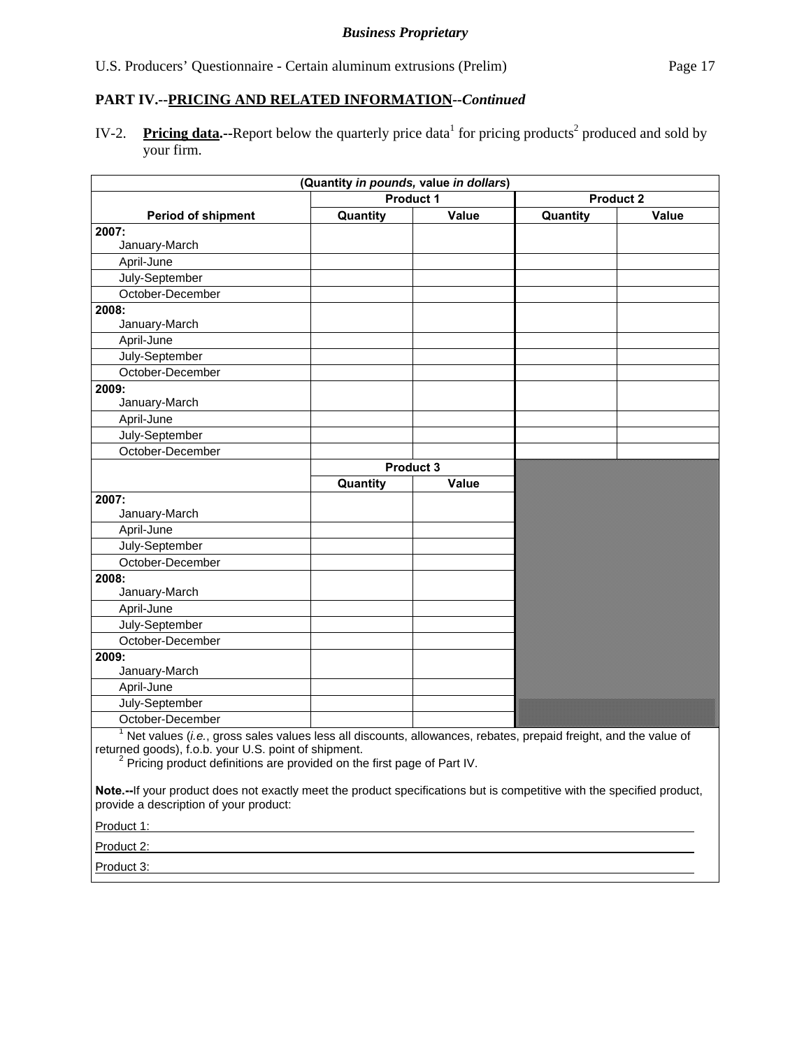**Business Proprietary**

U.S. Producers' Questionnaire - Certain aluminum extrusions (Prelim)

## PART IV.--PRICING AND RELATED INFORMATION--*Continued*

IV-2. **Pricing data.--**Report below the quarterly price data[1] for pricing products[2] produced and sold by your firm.

| (Quantity *in pounds,* value *in dollars*) | | | | |
|---|---|---|---|---|
| | Product 1 | | Product 2 | |
| **Period of shipment** | **Quantity** | **Value** | **Quantity** | **Value** |
| **2007:** January-March | | | | |
| April-June | | | | |
| July-September | | | | |
| October-December | | | | |
| **2008:** January-March | | | | |
| April-June | | | | |
| July-September | | | | |
| October-December | | | | |
| **2009:** January-March | | | | |
| April-June | | | | |
| July-September | | | | |
| October-December | | | | |
| | **Product 3** | | | |
| | **Quantity** | **Value** | | |
| **2007:** January-March | | | | |
| April-June | | | | |
| July-September | | | | |
| October-December | | | | |
| **2008:** January-March | | | | |
| April-June | | | | |
| July-September | | | | |
| October-December | | | | |
| **2009:** January-March | | | | |
| April-June | | | | |
| July-September | | | | |
| October-December | | | | |

[1] Net values (*i.e.*, gross sales values less all discounts, allowances, rebates, prepaid freight, and the value of returned goods), f.o.b. your U.S. point of shipment.

[2] Pricing product definitions are provided on the first page of Part IV.

**Note.--**If your product does not exactly meet the product specifications but is competitive with the specified product, provide a description of your product:

Product 1: ______________________________

Product 2: ______________________________

Product 3: ______________________________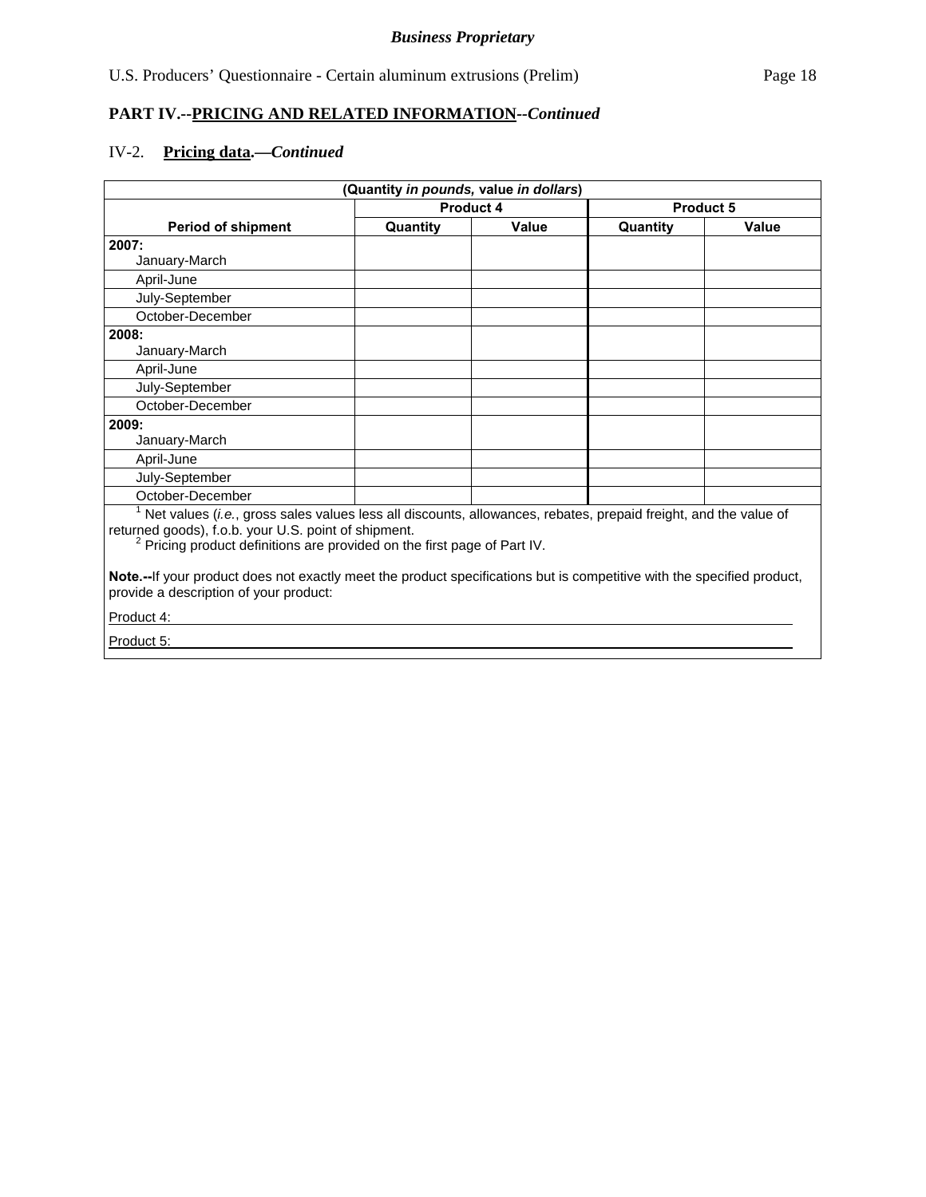**PART IV.--PRICING AND RELATED INFORMATION--*Continued***

IV-2. **Pricing data.—*Continued***

| (Quantity *in pounds,* value *in dollars*) | | | | |
|---|---|---|---|---|
| | Product 4 | | Product 5 | |
| Period of shipment | Quantity | Value | Quantity | Value |
| **2007:** January-March | | | | |
| April-June | | | | |
| July-September | | | | |
| October-December | | | | |
| **2008:** January-March | | | | |
| April-June | | | | |
| July-September | | | | |
| October-December | | | | |
| **2009:** January-March | | | | |
| April-June | | | | |
| July-September | | | | |
| October-December | | | | |

[1] Net values (*i.e.*, gross sales values less all discounts, allowances, rebates, prepaid freight, and the value of returned goods), f.o.b. your U.S. point of shipment.

[2] Pricing product definitions are provided on the first page of Part IV.

**Note.--**If your product does not exactly meet the product specifications but is competitive with the specified product, provide a description of your product:

Product 4: \_\_\_\_\_\_\_\_\_\_\_\_\_\_\_\_\_\_\_\_\_\_\_\_\_\_\_\_\_\_\_\_\_\_\_\_\_\_\_\_

Product 5: \_\_\_\_\_\_\_\_\_\_\_\_\_\_\_\_\_\_\_\_\_\_\_\_\_\_\_\_\_\_\_\_\_\_\_\_\_\_\_\_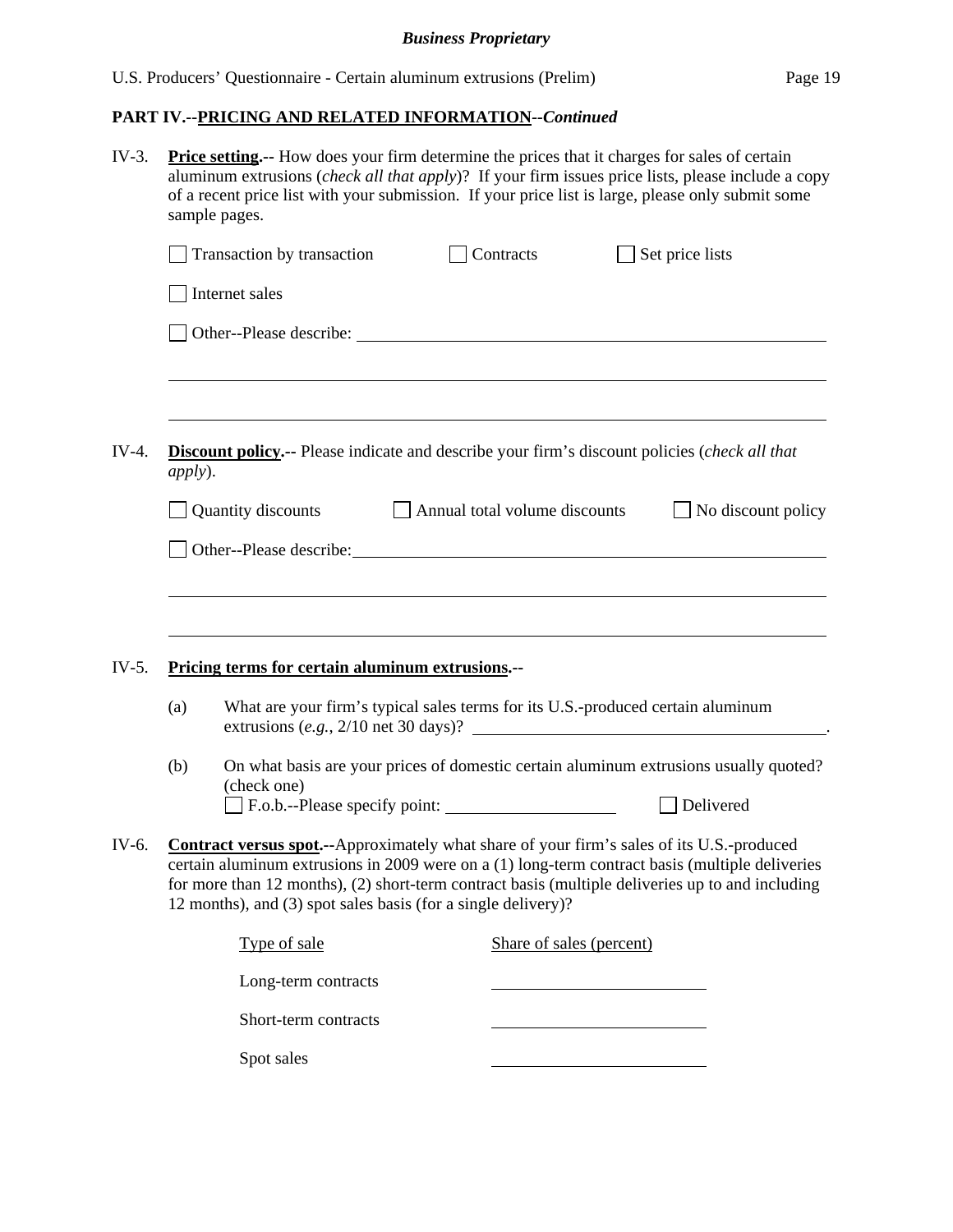## PART IV.--PRICING AND RELATED INFORMATION--*Continued*

IV-3. **Price setting.--** How does your firm determine the prices that it charges for sales of certain aluminum extrusions (*check all that apply*)? If your firm issues price lists, please include a copy of a recent price list with your submission. If your price list is large, please only submit some sample pages.

☐ Transaction by transaction ☐ Contracts ☐ Set price lists

☐ Internet sales

☐ Other--Please describe: ______________________________________________

______________________________________________________________________

______________________________________________________________________

IV-4. **Discount policy.--** Please indicate and describe your firm's discount policies (*check all that apply*).

☐ Quantity discounts ☐ Annual total volume discounts ☐ No discount policy

☐ Other--Please describe: ______________________________________________

______________________________________________________________________

______________________________________________________________________

IV-5. **Pricing terms for certain aluminum extrusions.--**

(a) What are your firm's typical sales terms for its U.S.-produced certain aluminum extrusions (*e.g.*, 2/10 net 30 days)? ________________________________.

(b) On what basis are your prices of domestic certain aluminum extrusions usually quoted? (check one)

☐ F.o.b.--Please specify point: ____________________ ☐ Delivered

IV-6. **Contract versus spot.--**Approximately what share of your firm's sales of its U.S.-produced certain aluminum extrusions in 2009 were on a (1) long-term contract basis (multiple deliveries for more than 12 months), (2) short-term contract basis (multiple deliveries up to and including 12 months), and (3) spot sales basis (for a single delivery)?

| Type of sale | Share of sales (percent) |
|---|---|
| Long-term contracts | |
| Short-term contracts | |
| Spot sales | |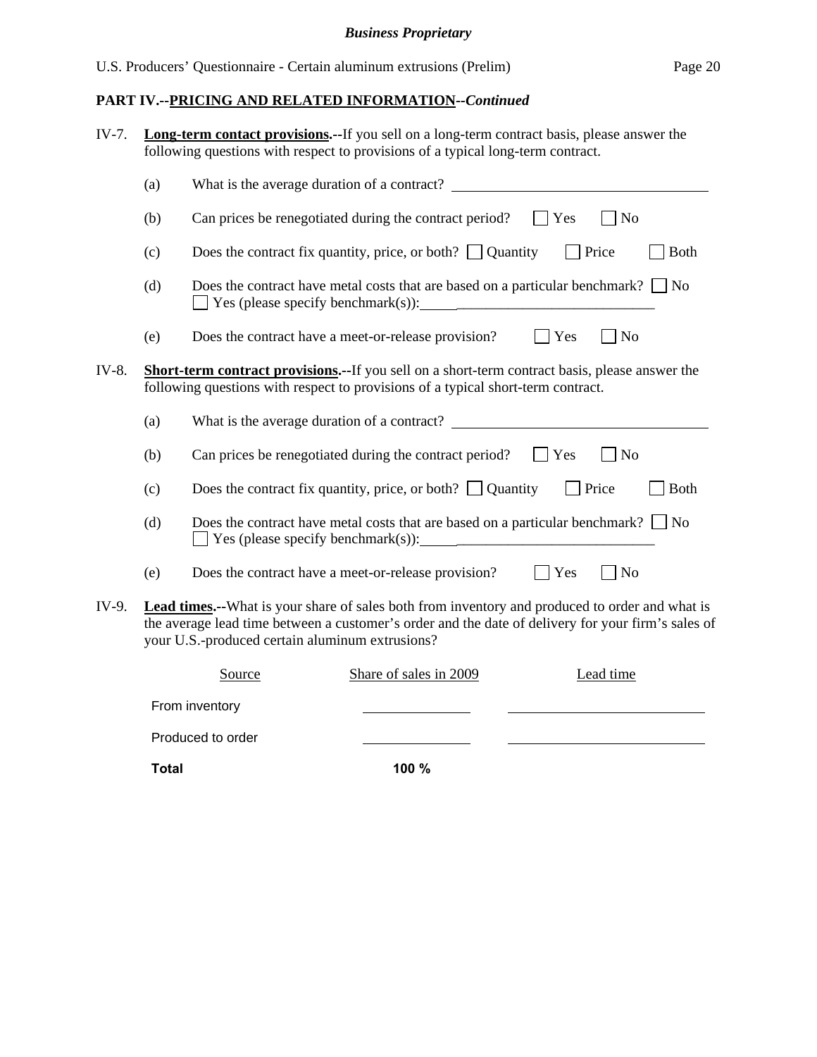## PART IV.--PRICING AND RELATED INFORMATION--*Continued*

IV-7. **Long-term contact provisions.**--If you sell on a long-term contract basis, please answer the following questions with respect to provisions of a typical long-term contract.

(a) What is the average duration of a contract? ____________________

(b) Can prices be renegotiated during the contract period? ☐ Yes ☐ No

(c) Does the contract fix quantity, price, or both? ☐ Quantity ☐ Price ☐ Both

(d) Does the contract have metal costs that are based on a particular benchmark? ☐ No ☐ Yes (please specify benchmark(s)): ____________________

(e) Does the contract have a meet-or-release provision? ☐ Yes ☐ No

IV-8. **Short-term contract provisions.**--If you sell on a short-term contract basis, please answer the following questions with respect to provisions of a typical short-term contract.

(a) What is the average duration of a contract? ____________________

(b) Can prices be renegotiated during the contract period? ☐ Yes ☐ No

(c) Does the contract fix quantity, price, or both? ☐ Quantity ☐ Price ☐ Both

(d) Does the contract have metal costs that are based on a particular benchmark? ☐ No ☐ Yes (please specify benchmark(s)): ____________________

(e) Does the contract have a meet-or-release provision? ☐ Yes ☐ No

IV-9. **Lead times.**--What is your share of sales both from inventory and produced to order and what is the average lead time between a customer's order and the date of delivery for your firm's sales of your U.S.-produced certain aluminum extrusions?

| Source | Share of sales in 2009 | Lead time |
|---|---|---|
| From inventory | ________ | ____________________ |
| Produced to order | ________ | ____________________ |
| **Total** | **100 %** | |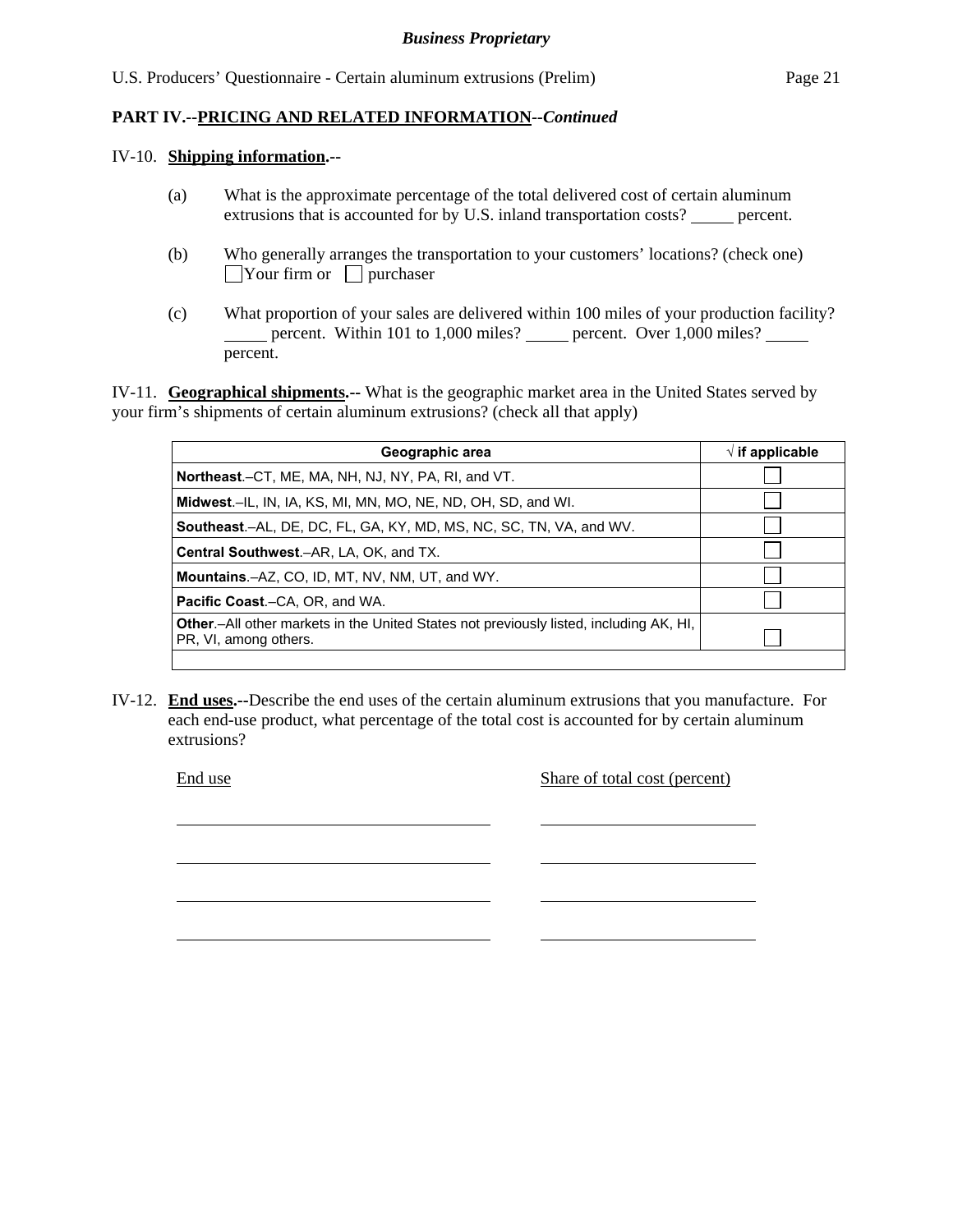**PART IV.--PRICING AND RELATED INFORMATION--*Continued***

IV-10. **Shipping information.--**

(a) What is the approximate percentage of the total delivered cost of certain aluminum extrusions that is accounted for by U.S. inland transportation costs? _____ percent.

(b) Who generally arranges the transportation to your customers' locations? (check one)
☐ Your firm or ☐ purchaser

(c) What proportion of your sales are delivered within 100 miles of your production facility? _____ percent. Within 101 to 1,000 miles? _____ percent. Over 1,000 miles? _____ percent.

IV-11. **Geographical shipments.--** What is the geographic market area in the United States served by your firm's shipments of certain aluminum extrusions? (check all that apply)

| Geographic area | √ if applicable |
|---|---|
| **Northeast**.–CT, ME, MA, NH, NJ, NY, PA, RI, and VT. | ☐ |
| **Midwest**.–IL, IN, IA, KS, MI, MN, MO, NE, ND, OH, SD, and WI. | ☐ |
| **Southeast**.–AL, DE, DC, FL, GA, KY, MD, MS, NC, SC, TN, VA, and WV. | ☐ |
| **Central Southwest**.–AR, LA, OK, and TX. | ☐ |
| **Mountains**.–AZ, CO, ID, MT, NV, NM, UT, and WY. | ☐ |
| **Pacific Coast**.–CA, OR, and WA. | ☐ |
| **Other**.–All other markets in the United States not previously listed, including AK, HI, PR, VI, among others. | ☐ |
| | |

IV-12. **End uses.--**Describe the end uses of the certain aluminum extrusions that you manufacture. For each end-use product, what percentage of the total cost is accounted for by certain aluminum extrusions?

| End use | Share of total cost (percent) |
|---|---|
| | |
| | |
| | |
| | |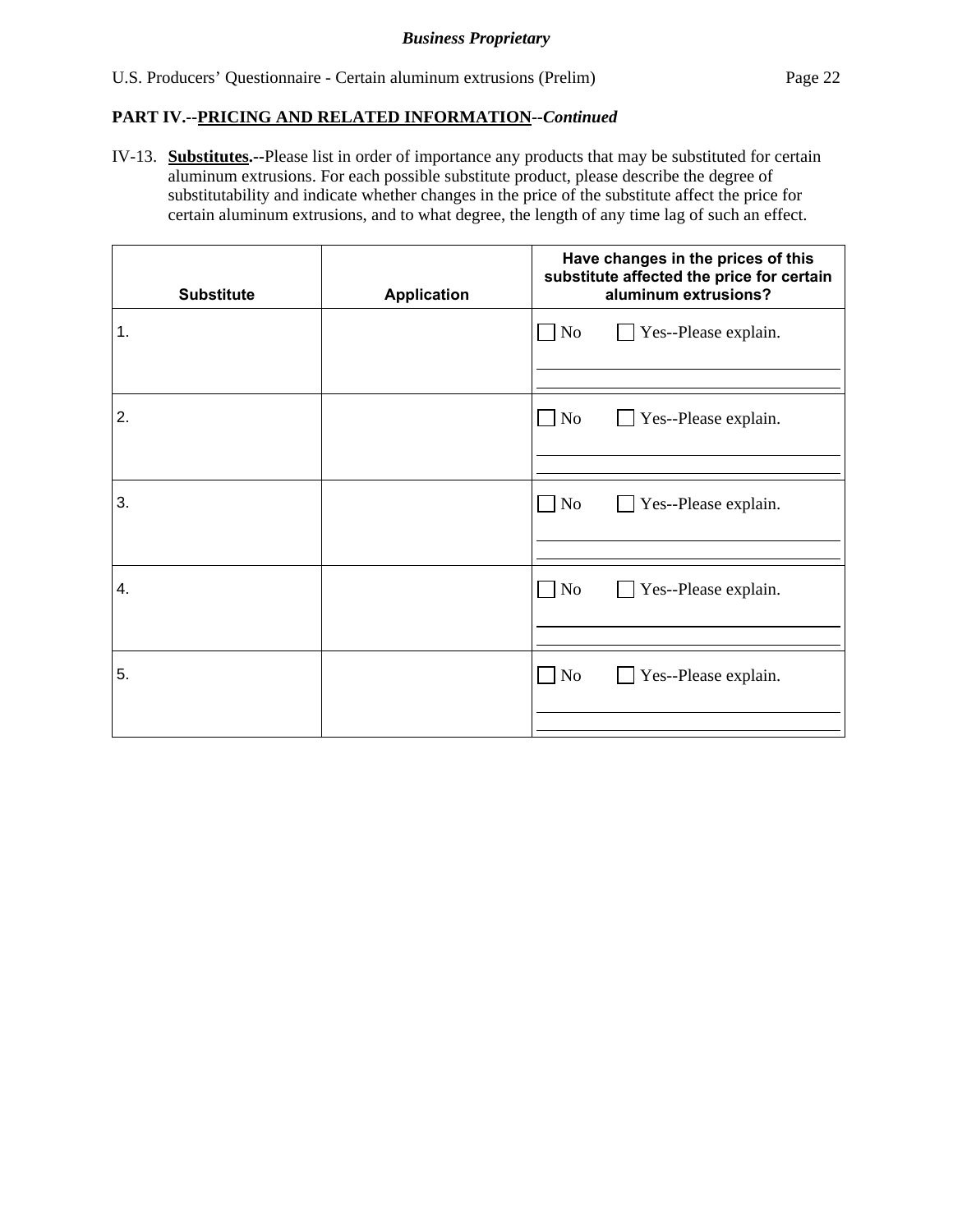**PART IV.--PRICING AND RELATED INFORMATION--*Continued***

IV-13. **Substitutes.--**Please list in order of importance any products that may be substituted for certain aluminum extrusions. For each possible substitute product, please describe the degree of substitutability and indicate whether changes in the price of the substitute affect the price for certain aluminum extrusions, and to what degree, the length of any time lag of such an effect.

| Substitute | Application | Have changes in the prices of this substitute affected the price for certain aluminum extrusions? |
|---|---|---|
| 1. | | ☐ No ☐ Yes--Please explain. |
| 2. | | ☐ No ☐ Yes--Please explain. |
| 3. | | ☐ No ☐ Yes--Please explain. |
| 4. | | ☐ No ☐ Yes--Please explain. |
| 5. | | ☐ No ☐ Yes--Please explain. |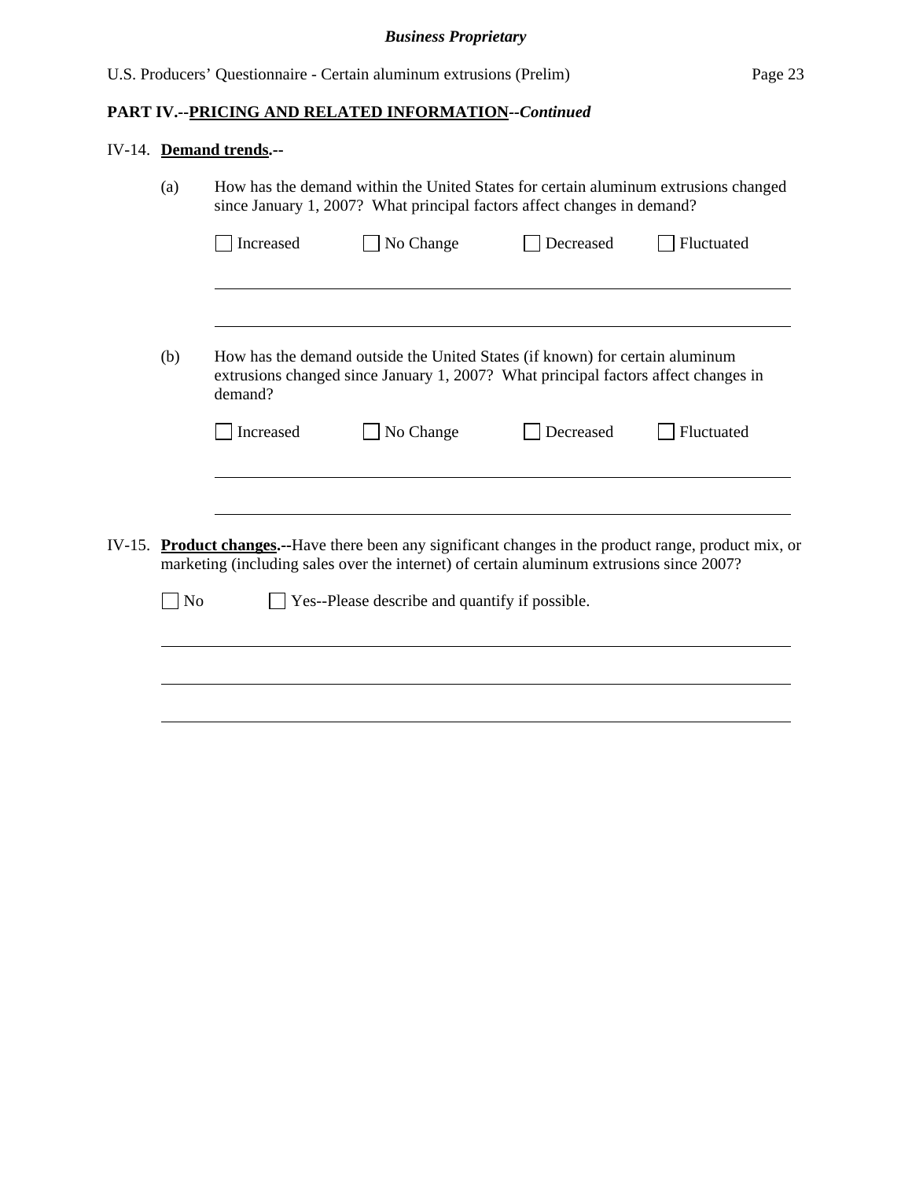## PART IV.--PRICING AND RELATED INFORMATION--*Continued*

IV-14. **Demand trends.**--

(a) How has the demand within the United States for certain aluminum extrusions changed since January 1, 2007? What principal factors affect changes in demand?

☐ Increased ☐ No Change ☐ Decreased ☐ Fluctuated

______________________________________________________________________

______________________________________________________________________

(b) How has the demand outside the United States (if known) for certain aluminum extrusions changed since January 1, 2007? What principal factors affect changes in demand?

☐ Increased ☐ No Change ☐ Decreased ☐ Fluctuated

______________________________________________________________________

______________________________________________________________________

IV-15. **Product changes.**--Have there been any significant changes in the product range, product mix, or marketing (including sales over the internet) of certain aluminum extrusions since 2007?

☐ No ☐ Yes--Please describe and quantify if possible.

______________________________________________________________________

______________________________________________________________________

______________________________________________________________________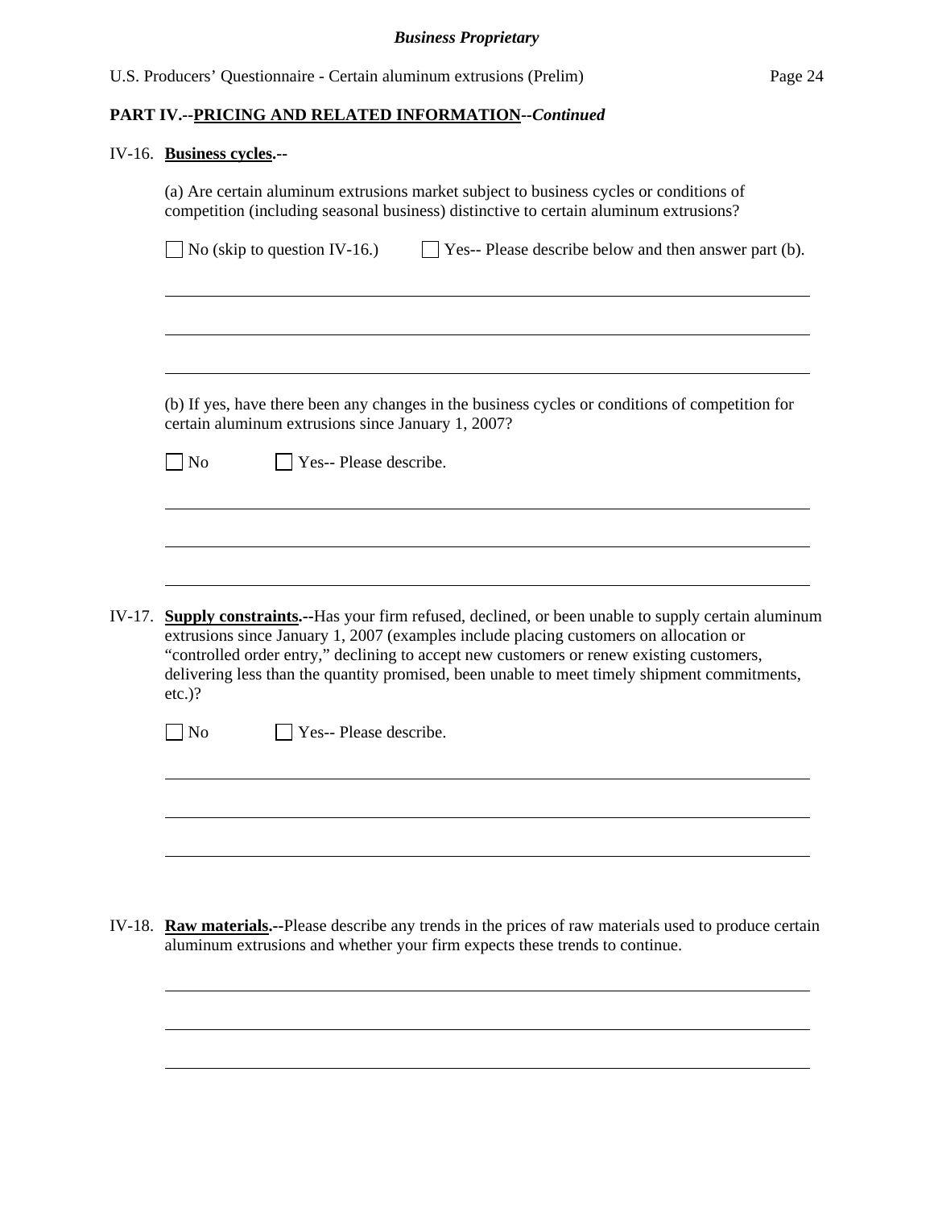**PART IV.--PRICING AND RELATED INFORMATION--*Continued***

IV-16. **Business cycles.--**

(a) Are certain aluminum extrusions market subject to business cycles or conditions of competition (including seasonal business) distinctive to certain aluminum extrusions?

☐ No (skip to question IV-16.) ☐ Yes-- Please describe below and then answer part (b).

(b) If yes, have there been any changes in the business cycles or conditions of competition for certain aluminum extrusions since January 1, 2007?

☐ No ☐ Yes-- Please describe.

IV-17. **Supply constraints.--**Has your firm refused, declined, or been unable to supply certain aluminum extrusions since January 1, 2007 (examples include placing customers on allocation or "controlled order entry," declining to accept new customers or renew existing customers, delivering less than the quantity promised, been unable to meet timely shipment commitments, etc.)?

☐ No ☐ Yes-- Please describe.

IV-18. **Raw materials.--**Please describe any trends in the prices of raw materials used to produce certain aluminum extrusions and whether your firm expects these trends to continue.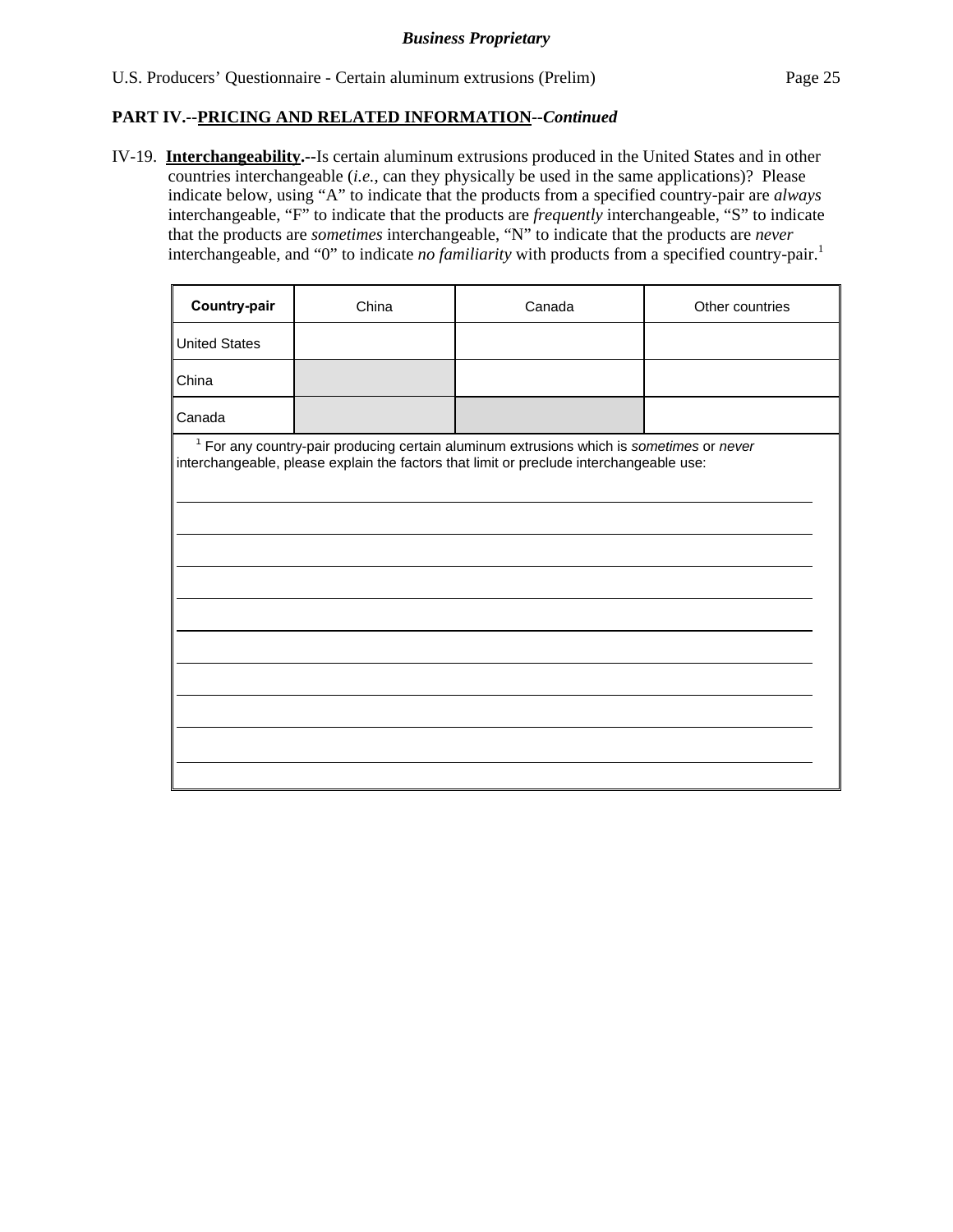**PART IV.--PRICING AND RELATED INFORMATION--*Continued***

IV-19. **Interchangeability.--**Is certain aluminum extrusions produced in the United States and in other countries interchangeable (*i.e.*, can they physically be used in the same applications)? Please indicate below, using "A" to indicate that the products from a specified country-pair are *always* interchangeable, "F" to indicate that the products are *frequently* interchangeable, "S" to indicate that the products are *sometimes* interchangeable, "N" to indicate that the products are *never* interchangeable, and "0" to indicate *no familiarity* with products from a specified country-pair.[1]

| Country-pair | China | Canada | Other countries |
|---|---|---|---|
| United States | | | |
| China | | | |
| Canada | | | |

[1] For any country-pair producing certain aluminum extrusions which is *sometimes* or *never* interchangeable, please explain the factors that limit or preclude interchangeable use:

______________________________________________________________________

______________________________________________________________________

______________________________________________________________________

______________________________________________________________________

______________________________________________________________________

______________________________________________________________________

______________________________________________________________________

______________________________________________________________________

______________________________________________________________________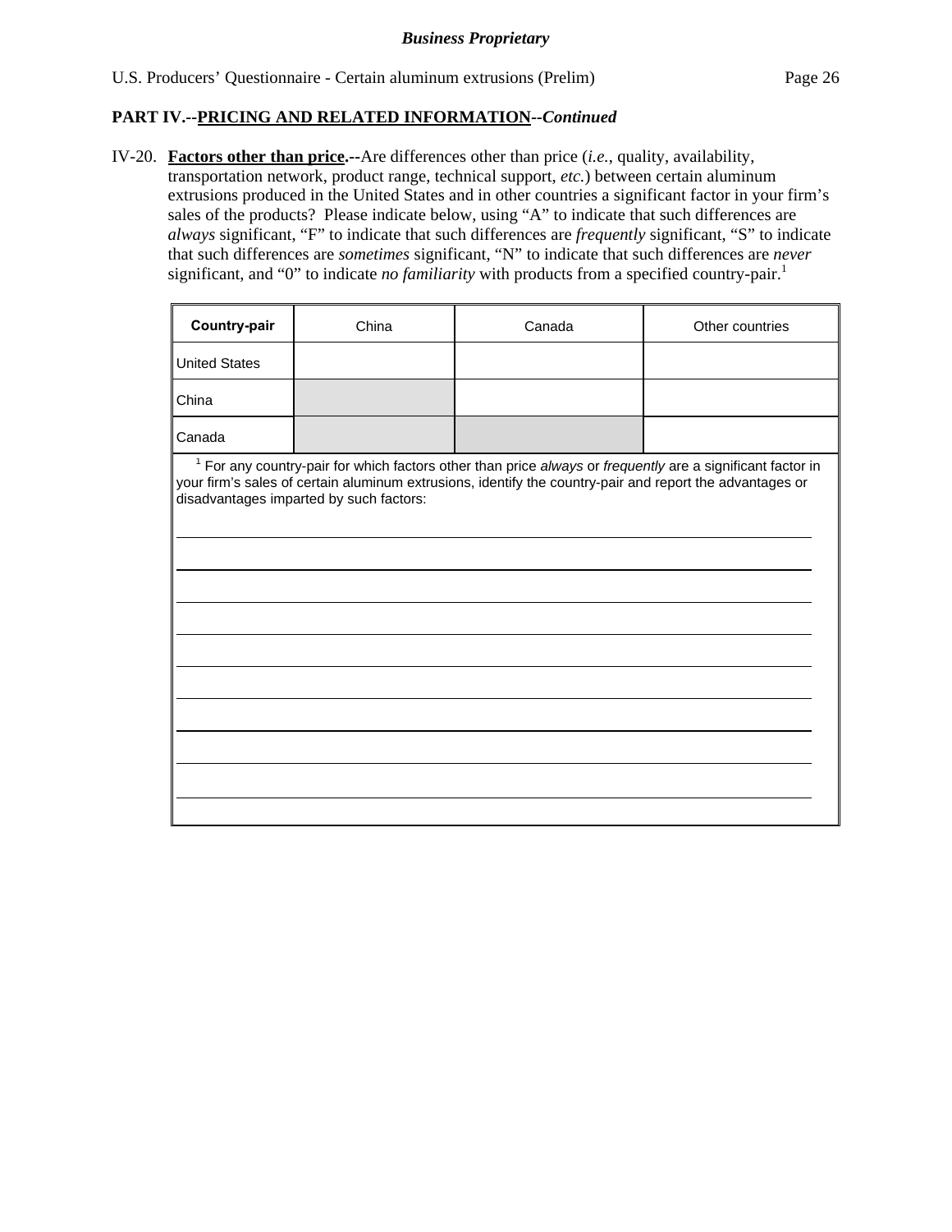**PART IV.--PRICING AND RELATED INFORMATION--*Continued***

IV-20. **Factors other than price.--**Are differences other than price (*i.e.*, quality, availability, transportation network, product range, technical support, *etc.*) between certain aluminum extrusions produced in the United States and in other countries a significant factor in your firm's sales of the products? Please indicate below, using "A" to indicate that such differences are *always* significant, "F" to indicate that such differences are *frequently* significant, "S" to indicate that such differences are *sometimes* significant, "N" to indicate that such differences are *never* significant, and "0" to indicate *no familiarity* with products from a specified country-pair.[1]

| Country-pair | China | Canada | Other countries |
|---|---|---|---|
| United States | | | |
| China | | | |
| Canada | | | |

[1] For any country-pair for which factors other than price *always* or *frequently* are a significant factor in your firm's sales of certain aluminum extrusions, identify the country-pair and report the advantages or disadvantages imparted by such factors: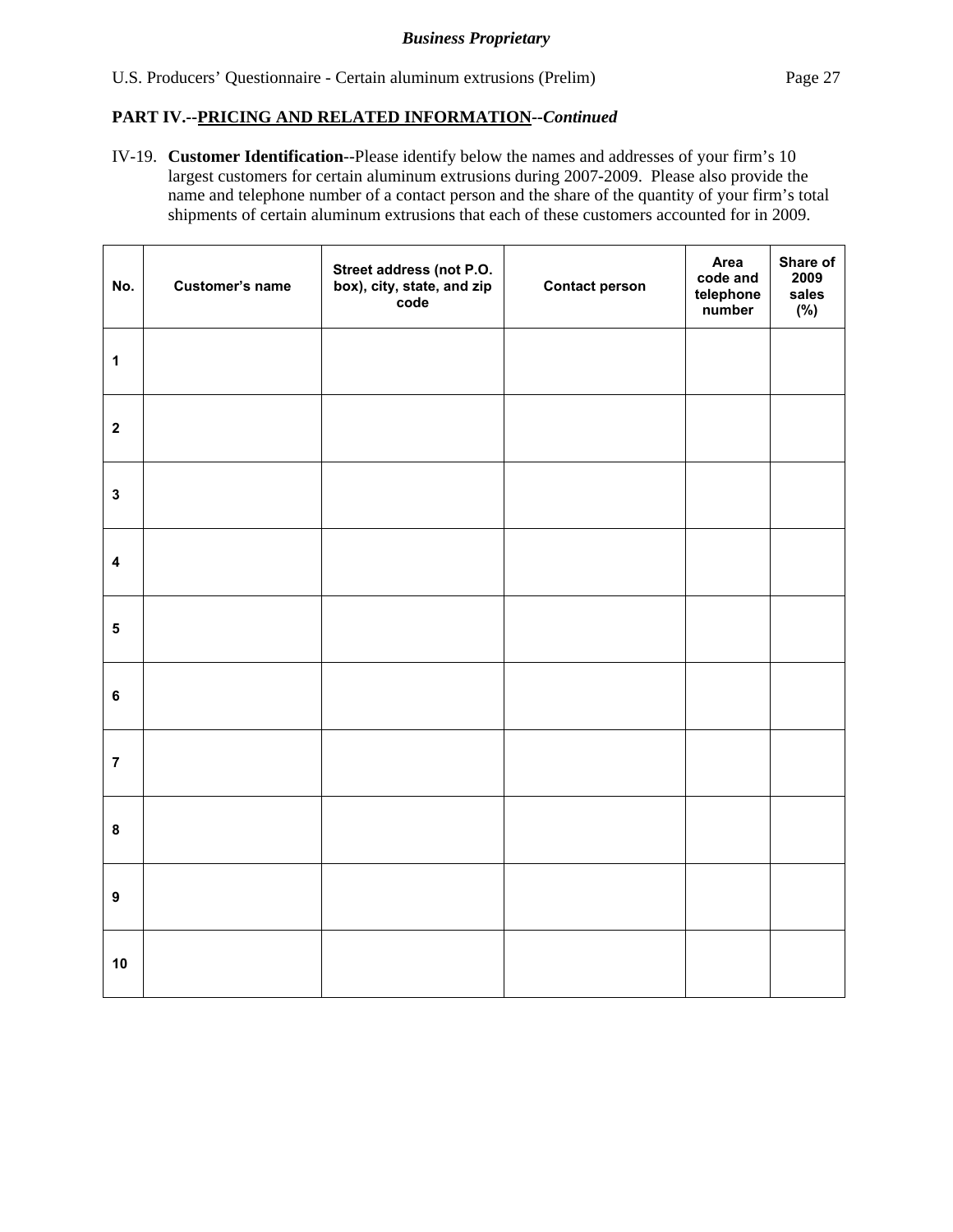**PART IV.--PRICING AND RELATED INFORMATION--*Continued***

IV-19. **Customer Identification**--Please identify below the names and addresses of your firm's 10 largest customers for certain aluminum extrusions during 2007-2009. Please also provide the name and telephone number of a contact person and the share of the quantity of your firm's total shipments of certain aluminum extrusions that each of these customers accounted for in 2009.

| No. | Customer's name | Street address (not P.O. box), city, state, and zip code | Contact person | Area code and telephone number | Share of 2009 sales (%) |
|---|---|---|---|---|---|
| 1 | | | | | |
| 2 | | | | | |
| 3 | | | | | |
| 4 | | | | | |
| 5 | | | | | |
| 6 | | | | | |
| 7 | | | | | |
| 8 | | | | | |
| 9 | | | | | |
| 10 | | | | | |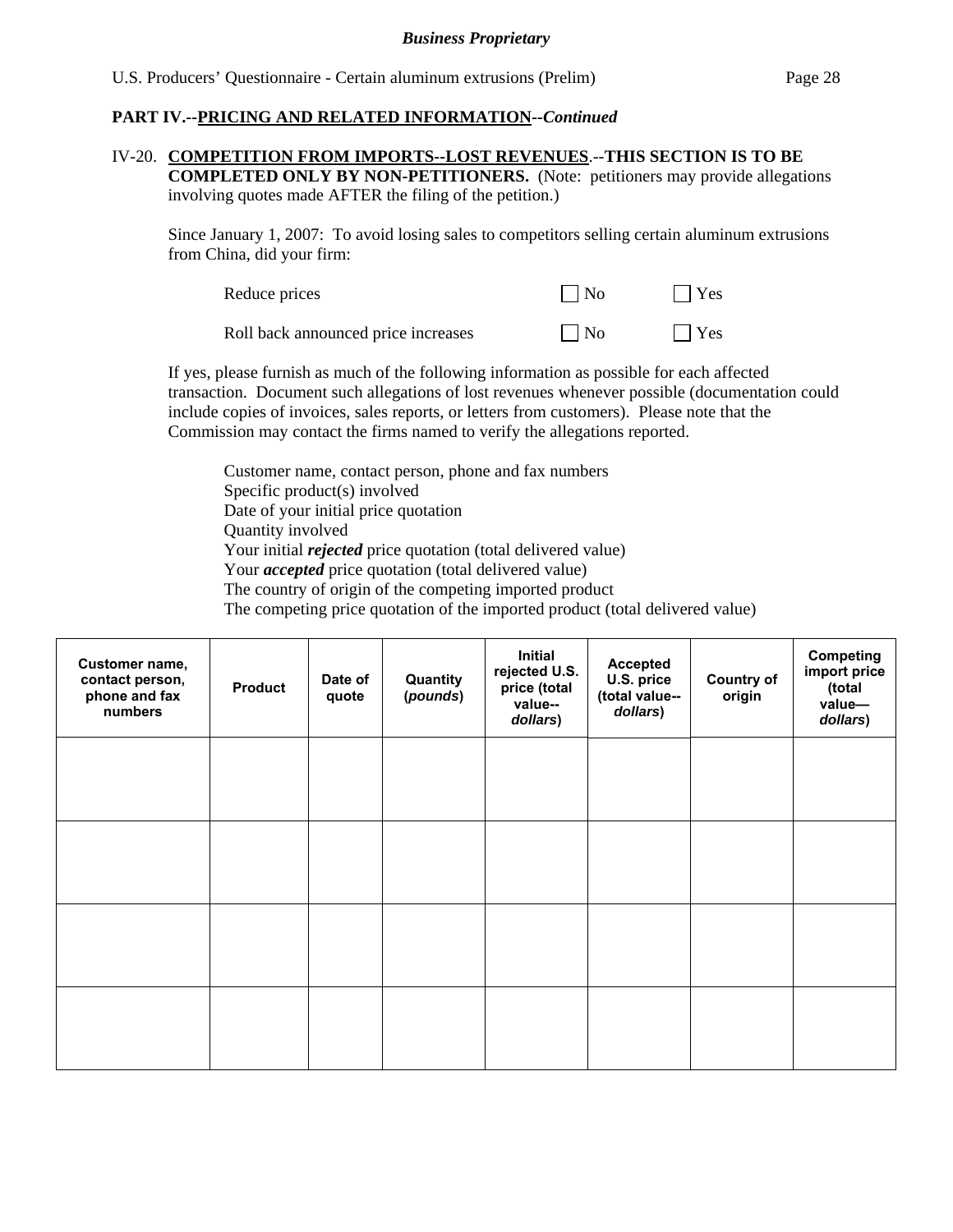**PART IV.--PRICING AND RELATED INFORMATION--*Continued***

IV-20. **COMPETITION FROM IMPORTS--LOST REVENUES.--THIS SECTION IS TO BE COMPLETED ONLY BY NON-PETITIONERS.** (Note: petitioners may provide allegations involving quotes made AFTER the filing of the petition.)

Since January 1, 2007: To avoid losing sales to competitors selling certain aluminum extrusions from China, did your firm:

| | | |
|---|---|---|
| Reduce prices | ☐ No | ☐ Yes |
| Roll back announced price increases | ☐ No | ☐ Yes |

If yes, please furnish as much of the following information as possible for each affected transaction. Document such allegations of lost revenues whenever possible (documentation could include copies of invoices, sales reports, or letters from customers). Please note that the Commission may contact the firms named to verify the allegations reported.

Customer name, contact person, phone and fax numbers
Specific product(s) involved
Date of your initial price quotation
Quantity involved
Your initial ***rejected*** price quotation (total delivered value)
Your ***accepted*** price quotation (total delivered value)
The country of origin of the competing imported product
The competing price quotation of the imported product (total delivered value)

| Customer name, contact person, phone and fax numbers | Product | Date of quote | Quantity (*pounds*) | Initial rejected U.S. price (total value--*dollars*) | Accepted U.S. price (total value--*dollars*) | Country of origin | Competing import price (total value—*dollars*) |
|---|---|---|---|---|---|---|---|
| | | | | | | | |
| | | | | | | | |
| | | | | | | | |
| | | | | | | | |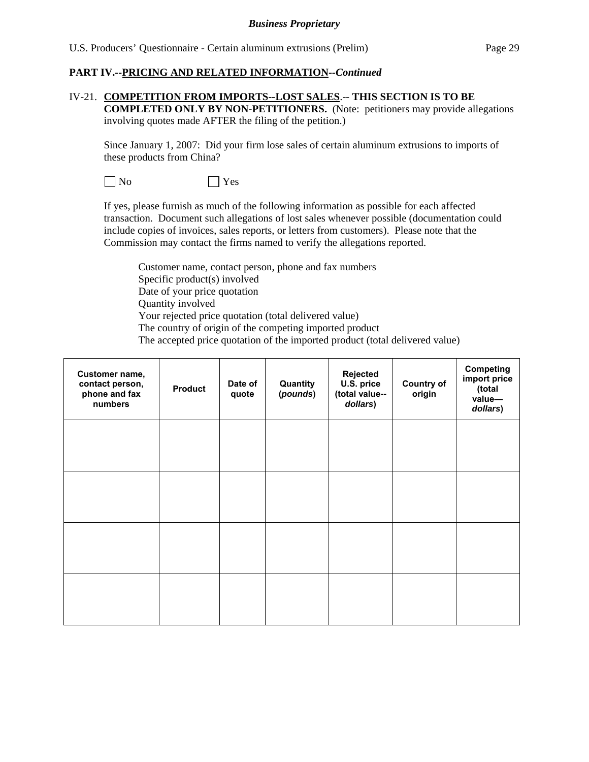**PART IV.--PRICING AND RELATED INFORMATION--*Continued***

IV-21. **COMPETITION FROM IMPORTS--LOST SALES.-- THIS SECTION IS TO BE COMPLETED ONLY BY NON-PETITIONERS.** (Note: petitioners may provide allegations involving quotes made AFTER the filing of the petition.)

Since January 1, 2007: Did your firm lose sales of certain aluminum extrusions to imports of these products from China?

☐ No ☐ Yes

If yes, please furnish as much of the following information as possible for each affected transaction. Document such allegations of lost sales whenever possible (documentation could include copies of invoices, sales reports, or letters from customers). Please note that the Commission may contact the firms named to verify the allegations reported.

Customer name, contact person, phone and fax numbers
Specific product(s) involved
Date of your price quotation
Quantity involved
Your rejected price quotation (total delivered value)
The country of origin of the competing imported product
The accepted price quotation of the imported product (total delivered value)

| Customer name, contact person, phone and fax numbers | Product | Date of quote | Quantity (*pounds*) | Rejected U.S. price (total value--*dollars*) | Country of origin | Competing import price (total value—*dollars*) |
|---|---|---|---|---|---|---|
| | | | | | | |
| | | | | | | |
| | | | | | | |
| | | | | | | |